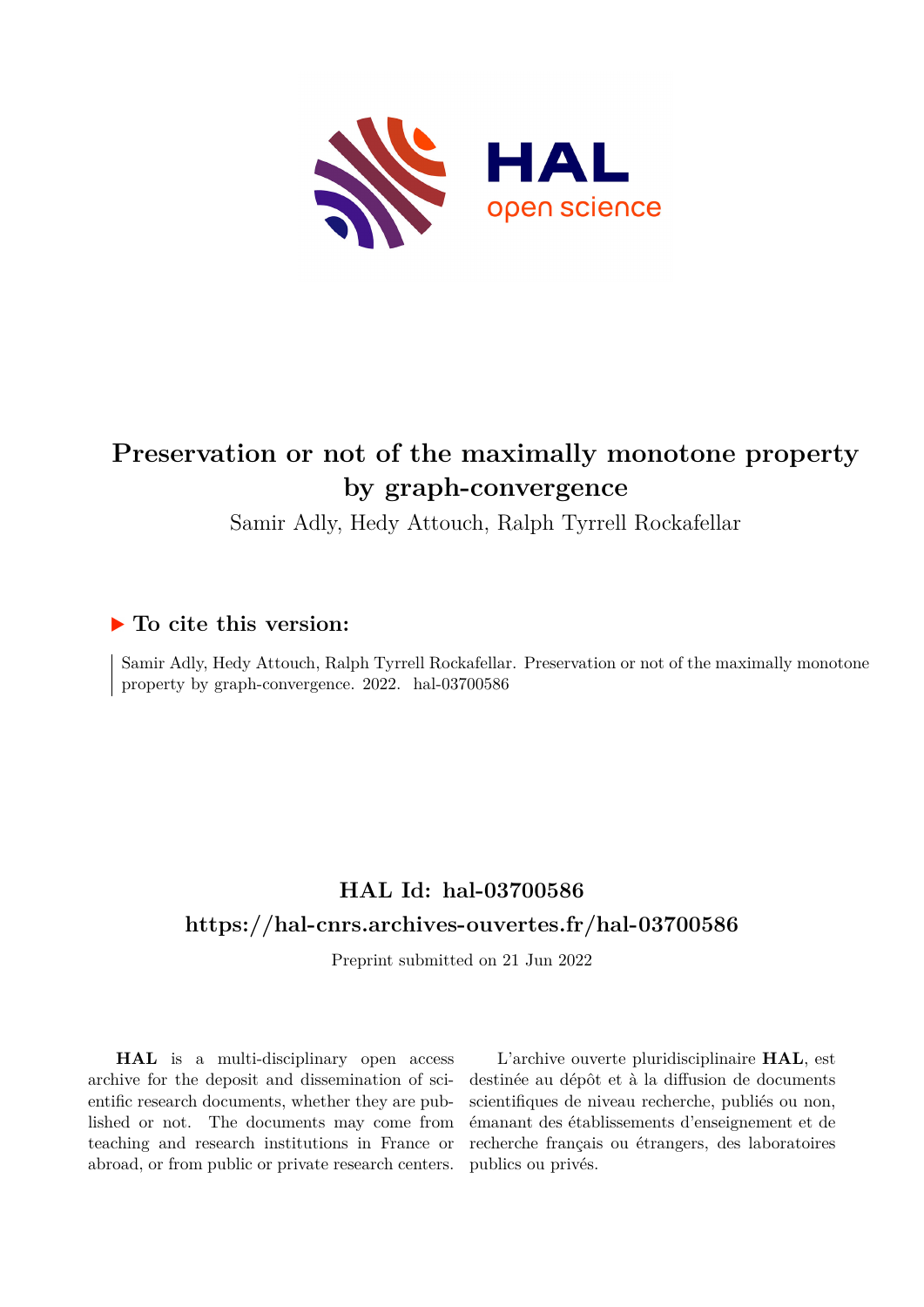# Preservation or not of the maximally monotone property by graph-convergence

Samir Adly, Hedy Attouch, Ralph Tyrrell Rockafellar

## ▶ To cite this version:

Samir Adly, Hedy Attouch, Ralph Tyrrell Rockafellar. Preservation or not of the maximally monotone property by graph-convergence. 2022. hal-03700586

## HAL Id: hal-03700586

## https://hal-cnrs.archives-ouvertes.fr/hal-03700586

Preprint submitted on 21 Jun 2022

**HAL** is a multi-disciplinary open access archive for the deposit and dissemination of scientific research documents, whether they are published or not. The documents may come from teaching and research institutions in France or abroad, or from public or private research centers.

L'archive ouverte pluridisciplinaire **HAL**, est destinée au dépôt et à la diffusion de documents scientifiques de niveau recherche, publiés ou non, émanant des établissements d'enseignement et de recherche français ou étrangers, des laboratoires publics ou privés.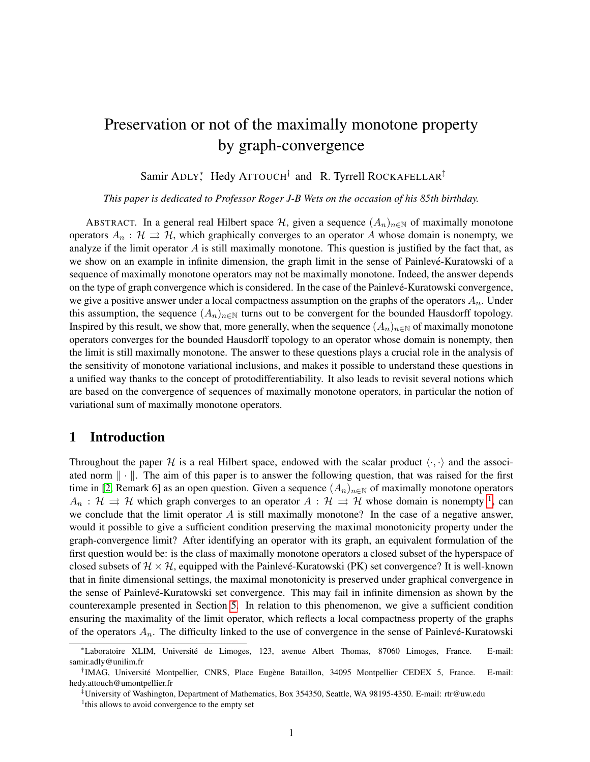# Preservation or not of the maximally monotone property by graph-convergence

Samir ADLY[*], Hedy ATTOUCH[†] and R. Tyrrell ROCKAFELLAR[‡]

*This paper is dedicated to Professor Roger J-B Wets on the occasion of his 85th birthday.*

ABSTRACT. In a general real Hilbert space $\mathcal{H}$, given a sequence $(A_n)_{n\in\mathbb{N}}$ of maximally monotone operators $A_n : \mathcal{H} \rightrightarrows \mathcal{H}$, which graphically converges to an operator $A$ whose domain is nonempty, we analyze if the limit operator $A$ is still maximally monotone. This question is justified by the fact that, as we show on an example in infinite dimension, the graph limit in the sense of Painlevé-Kuratowski of a sequence of maximally monotone operators may not be maximally monotone. Indeed, the answer depends on the type of graph convergence which is considered. In the case of the Painlevé-Kuratowski convergence, we give a positive answer under a local compactness assumption on the graphs of the operators $A_n$. Under this assumption, the sequence $(A_n)_{n\in\mathbb{N}}$ turns out to be convergent for the bounded Hausdorff topology. Inspired by this result, we show that, more generally, when the sequence $(A_n)_{n\in\mathbb{N}}$ of maximally monotone operators converges for the bounded Hausdorff topology to an operator whose domain is nonempty, then the limit is still maximally monotone. The answer to these questions plays a crucial role in the analysis of the sensitivity of monotone variational inclusions, and makes it possible to understand these questions in a unified way thanks to the concept of protodifferentiability. It also leads to revisit several notions which are based on the convergence of sequences of maximally monotone operators, in particular the notion of variational sum of maximally monotone operators.

## 1 Introduction

Throughout the paper $\mathcal{H}$ is a real Hilbert space, endowed with the scalar product $\langle \cdot, \cdot \rangle$ and the associated norm $\| \cdot \|$. The aim of this paper is to answer the following question, that was raised for the first time in [2, Remark 6] as an open question. Given a sequence $(A_n)_{n\in\mathbb{N}}$ of maximally monotone operators $A_n : \mathcal{H} \rightrightarrows \mathcal{H}$ which graph converges to an operator $A : \mathcal{H} \rightrightarrows \mathcal{H}$ whose domain is nonempty [1], can we conclude that the limit operator $A$ is still maximally monotone? In the case of a negative answer, would it possible to give a sufficient condition preserving the maximal monotonicity property under the graph-convergence limit? After identifying an operator with its graph, an equivalent formulation of the first question would be: is the class of maximally monotone operators a closed subset of the hyperspace of closed subsets of $\mathcal{H} \times \mathcal{H}$, equipped with the Painlevé-Kuratowski (PK) set convergence? It is well-known that in finite dimensional settings, the maximal monotonicity is preserved under graphical convergence in the sense of Painlevé-Kuratowski set convergence. This may fail in infinite dimension as shown by the counterexample presented in Section 5. In relation to this phenomenon, we give a sufficient condition ensuring the maximality of the limit operator, which reflects a local compactness property of the graphs of the operators $A_n$. The difficulty linked to the use of convergence in the sense of Painlevé-Kuratowski

[*]Laboratoire XLIM, Université de Limoges, 123, avenue Albert Thomas, 87060 Limoges, France. E-mail: samir.adly@unilim.fr

[†]IMAG, Université Montpellier, CNRS, Place Eugène Bataillon, 34095 Montpellier CEDEX 5, France. E-mail: hedy.attouch@umontpellier.fr

[‡]University of Washington, Department of Mathematics, Box 354350, Seattle, WA 98195-4350. E-mail: rtr@uw.edu

[1]this allows to avoid convergence to the empty set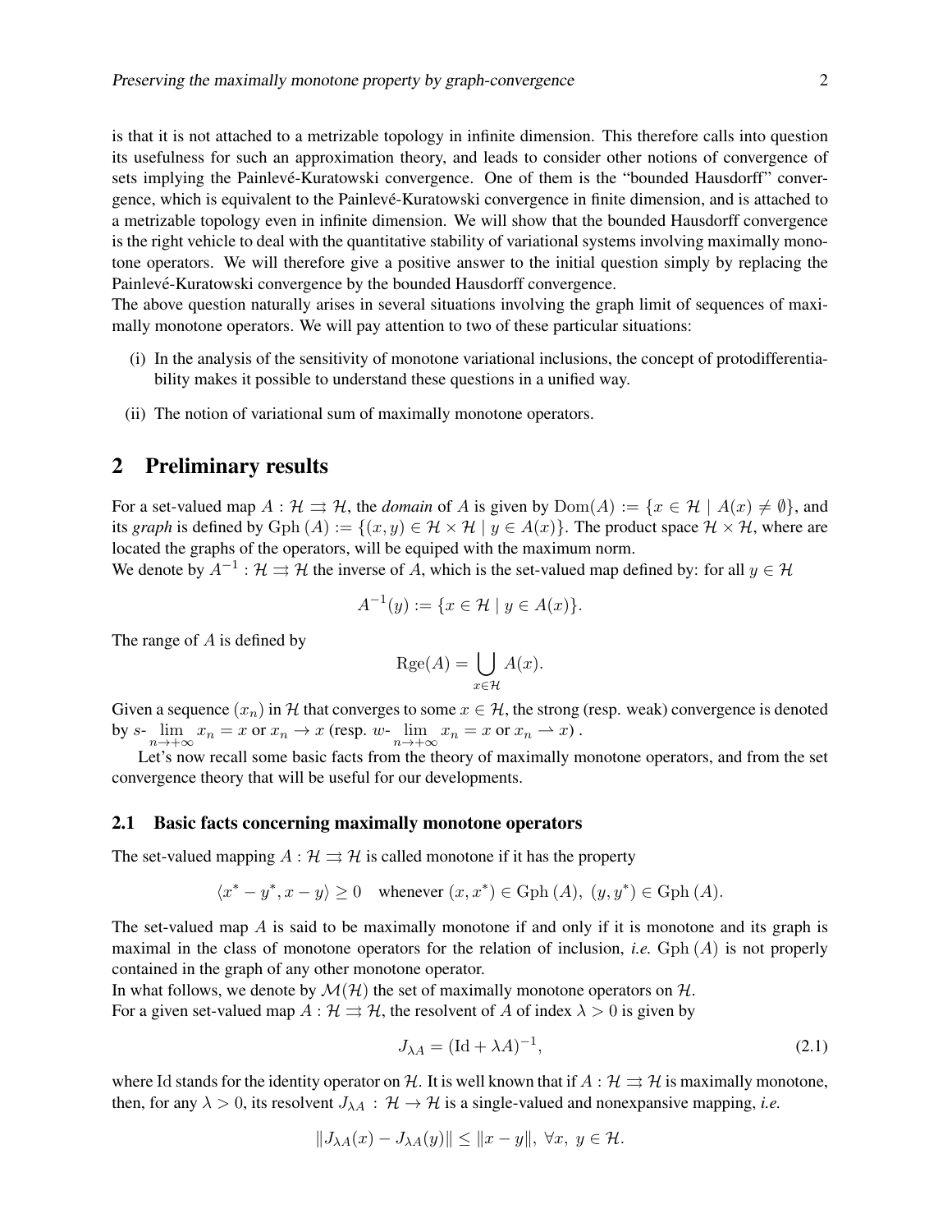is that it is not attached to a metrizable topology in infinite dimension. This therefore calls into question its usefulness for such an approximation theory, and leads to consider other notions of convergence of sets implying the Painlevé-Kuratowski convergence. One of them is the "bounded Hausdorff" convergence, which is equivalent to the Painlevé-Kuratowski convergence in finite dimension, and is attached to a metrizable topology even in infinite dimension. We will show that the bounded Hausdorff convergence is the right vehicle to deal with the quantitative stability of variational systems involving maximally monotone operators. We will therefore give a positive answer to the initial question simply by replacing the Painlevé-Kuratowski convergence by the bounded Hausdorff convergence.
The above question naturally arises in several situations involving the graph limit of sequences of maximally monotone operators. We will pay attention to two of these particular situations:

(i) In the analysis of the sensitivity of monotone variational inclusions, the concept of protodifferentiability makes it possible to understand these questions in a unified way.

(ii) The notion of variational sum of maximally monotone operators.

## 2 Preliminary results

For a set-valued map $A : \mathcal{H} \rightrightarrows \mathcal{H}$, the *domain* of $A$ is given by $\mathrm{Dom}(A) := \{x \in \mathcal{H} \mid A(x) \neq \emptyset\}$, and its *graph* is defined by $\mathrm{Gph}\,(A) := \{(x, y) \in \mathcal{H} \times \mathcal{H} \mid y \in A(x)\}$. The product space $\mathcal{H} \times \mathcal{H}$, where are located the graphs of the operators, will be equiped with the maximum norm.
We denote by $A^{-1} : \mathcal{H} \rightrightarrows \mathcal{H}$ the inverse of $A$, which is the set-valued map defined by: for all $y \in \mathcal{H}$

$$A^{-1}(y) := \{x \in \mathcal{H} \mid y \in A(x)\}.$$

The range of $A$ is defined by

$$\mathrm{Rge}(A) = \bigcup_{x \in \mathcal{H}} A(x).$$

Given a sequence $(x_n)$ in $\mathcal{H}$ that converges to some $x \in \mathcal{H}$, the strong (resp. weak) convergence is denoted by $s\text{-}\lim_{n\to+\infty} x_n = x$ or $x_n \to x$ (resp. $w\text{-}\lim_{n\to+\infty} x_n = x$ or $x_n \rightharpoonup x$) .

Let's now recall some basic facts from the theory of maximally monotone operators, and from the set convergence theory that will be useful for our developments.

### 2.1 Basic facts concerning maximally monotone operators

The set-valued mapping $A : \mathcal{H} \rightrightarrows \mathcal{H}$ is called monotone if it has the property

$$\langle x^* - y^*, x - y\rangle \geq 0 \quad \text{whenever } (x, x^*) \in \mathrm{Gph}\,(A),\ (y, y^*) \in \mathrm{Gph}\,(A).$$

The set-valued map $A$ is said to be maximally monotone if and only if it is monotone and its graph is maximal in the class of monotone operators for the relation of inclusion, *i.e.* $\mathrm{Gph}\,(A)$ is not properly contained in the graph of any other monotone operator.
In what follows, we denote by $\mathcal{M}(\mathcal{H})$ the set of maximally monotone operators on $\mathcal{H}$.
For a given set-valued map $A : \mathcal{H} \rightrightarrows \mathcal{H}$, the resolvent of $A$ of index $\lambda > 0$ is given by

$$J_{\lambda A} = (\mathrm{Id} + \lambda A)^{-1}, \tag{2.1}$$

where $\mathrm{Id}$ stands for the identity operator on $\mathcal{H}$. It is well known that if $A : \mathcal{H} \rightrightarrows \mathcal{H}$ is maximally monotone, then, for any $\lambda > 0$, its resolvent $J_{\lambda A} : \mathcal{H} \to \mathcal{H}$ is a single-valued and nonexpansive mapping, *i.e.*

$$\|J_{\lambda A}(x) - J_{\lambda A}(y)\| \leq \|x - y\|,\ \forall x,\ y \in \mathcal{H}.$$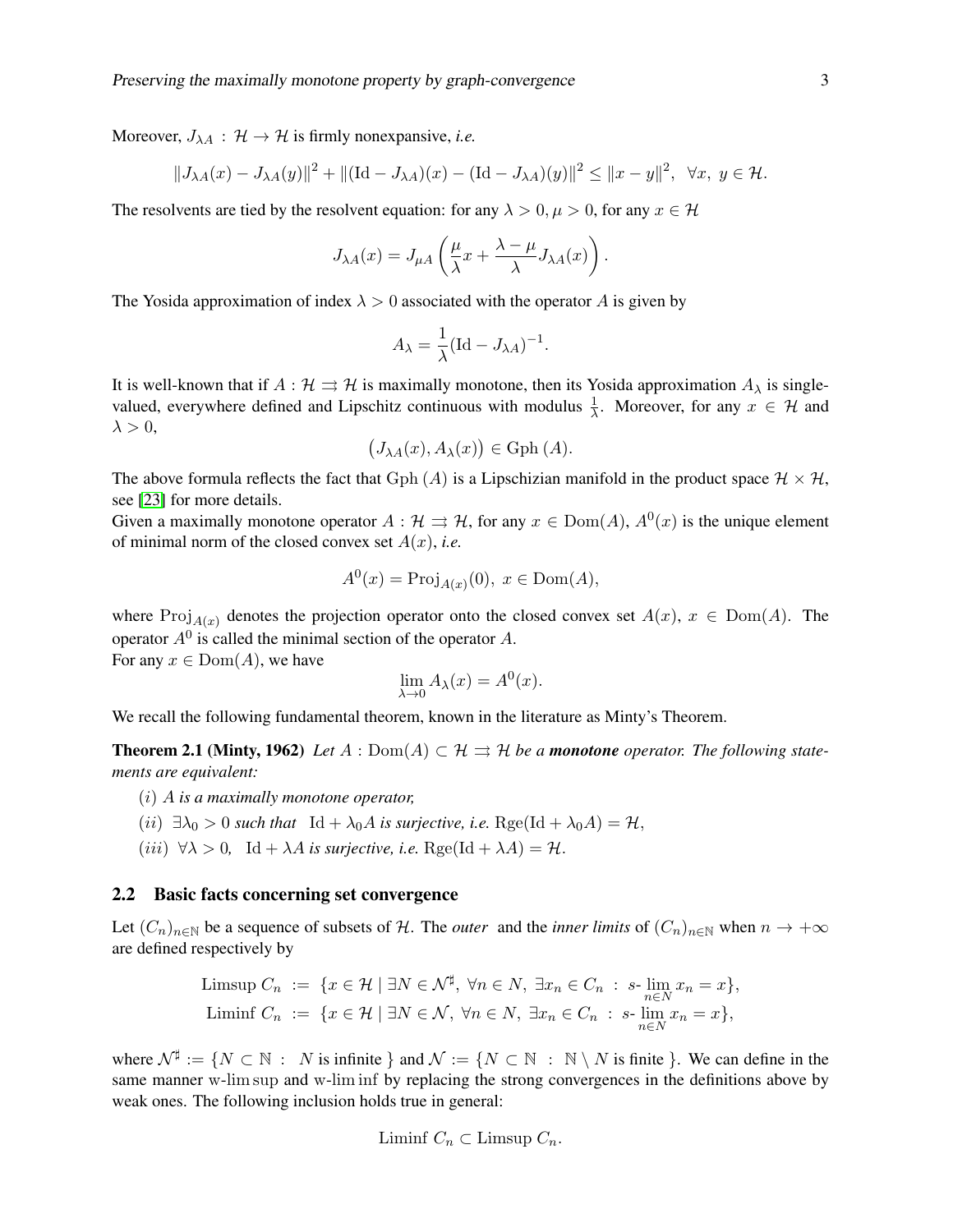Moreover, $J_{\lambda A} : \mathcal{H} \to \mathcal{H}$ is firmly nonexpansive, *i.e.*

$$\|J_{\lambda A}(x) - J_{\lambda A}(y)\|^2 + \|(\mathrm{Id} - J_{\lambda A})(x) - (\mathrm{Id} - J_{\lambda A})(y)\|^2 \le \|x - y\|^2, \ \ \forall x, \ y \in \mathcal{H}.$$

The resolvents are tied by the resolvent equation: for any $\lambda > 0, \mu > 0$, for any $x \in \mathcal{H}$

$$J_{\lambda A}(x) = J_{\mu A}\left(\frac{\mu}{\lambda}x + \frac{\lambda - \mu}{\lambda}J_{\lambda A}(x)\right).$$

The Yosida approximation of index $\lambda > 0$ associated with the operator $A$ is given by

$$A_\lambda = \frac{1}{\lambda}(\mathrm{Id} - J_{\lambda A})^{-1}.$$

It is well-known that if $A : \mathcal{H} \rightrightarrows \mathcal{H}$ is maximally monotone, then its Yosida approximation $A_\lambda$ is single-valued, everywhere defined and Lipschitz continuous with modulus $\frac{1}{\lambda}$. Moreover, for any $x \in \mathcal{H}$ and $\lambda > 0$,

$$\big(J_{\lambda A}(x), A_\lambda(x)\big) \in \mathrm{Gph}\,(A).$$

The above formula reflects the fact that $\mathrm{Gph}\,(A)$ is a Lipschizian manifold in the product space $\mathcal{H} \times \mathcal{H}$, see [23] for more details.

Given a maximally monotone operator $A : \mathcal{H} \rightrightarrows \mathcal{H}$, for any $x \in \mathrm{Dom}(A)$, $A^0(x)$ is the unique element of minimal norm of the closed convex set $A(x)$, *i.e.*

$$A^0(x) = \mathrm{Proj}_{A(x)}(0), \ x \in \mathrm{Dom}(A),$$

where $\mathrm{Proj}_{A(x)}$ denotes the projection operator onto the closed convex set $A(x)$, $x \in \mathrm{Dom}(A)$. The operator $A^0$ is called the minimal section of the operator $A$.

For any $x \in \mathrm{Dom}(A)$, we have

$$\lim_{\lambda \to 0} A_\lambda(x) = A^0(x).$$

We recall the following fundamental theorem, known in the literature as Minty's Theorem.

**Theorem 2.1 (Minty, 1962)** *Let $A : \mathrm{Dom}(A) \subset \mathcal{H} \rightrightarrows \mathcal{H}$ be a **monotone** operator. The following statements are equivalent:*

- $(i)$ *$A$ is a maximally monotone operator,*
- $(ii)$ *$\exists \lambda_0 > 0$ such that $\mathrm{Id} + \lambda_0 A$ is surjective, i.e. $\mathrm{Rge}(\mathrm{Id} + \lambda_0 A) = \mathcal{H}$,*
- $(iii)$ *$\forall \lambda > 0$, $\mathrm{Id} + \lambda A$ is surjective, i.e. $\mathrm{Rge}(\mathrm{Id} + \lambda A) = \mathcal{H}$.*

### 2.2 Basic facts concerning set convergence

Let $(C_n)_{n \in \mathbb{N}}$ be a sequence of subsets of $\mathcal{H}$. The *outer* and the *inner limits* of $(C_n)_{n \in \mathbb{N}}$ when $n \to +\infty$ are defined respectively by

$$\begin{aligned}
\mathrm{Limsup}\ C_n &:= \{x \in \mathcal{H} \mid \exists N \in \mathcal{N}^\sharp, \ \forall n \in N, \ \exists x_n \in C_n \ : \ s\text{-}\lim_{n \in N} x_n = x\},\\
\mathrm{Liminf}\ C_n &:= \{x \in \mathcal{H} \mid \exists N \in \mathcal{N}, \ \forall n \in N, \ \exists x_n \in C_n \ : \ s\text{-}\lim_{n \in N} x_n = x\},
\end{aligned}$$

where $\mathcal{N}^\sharp := \{N \subset \mathbb{N} \ : \ N \text{ is infinite }\}$ and $\mathcal{N} := \{N \subset \mathbb{N} \ : \ \mathbb{N} \setminus N \text{ is finite }\}$. We can define in the same manner w-$\limsup$ and w-$\liminf$ by replacing the strong convergences in the definitions above by weak ones. The following inclusion holds true in general:

$$\mathrm{Liminf}\ C_n \subset \mathrm{Limsup}\ C_n.$$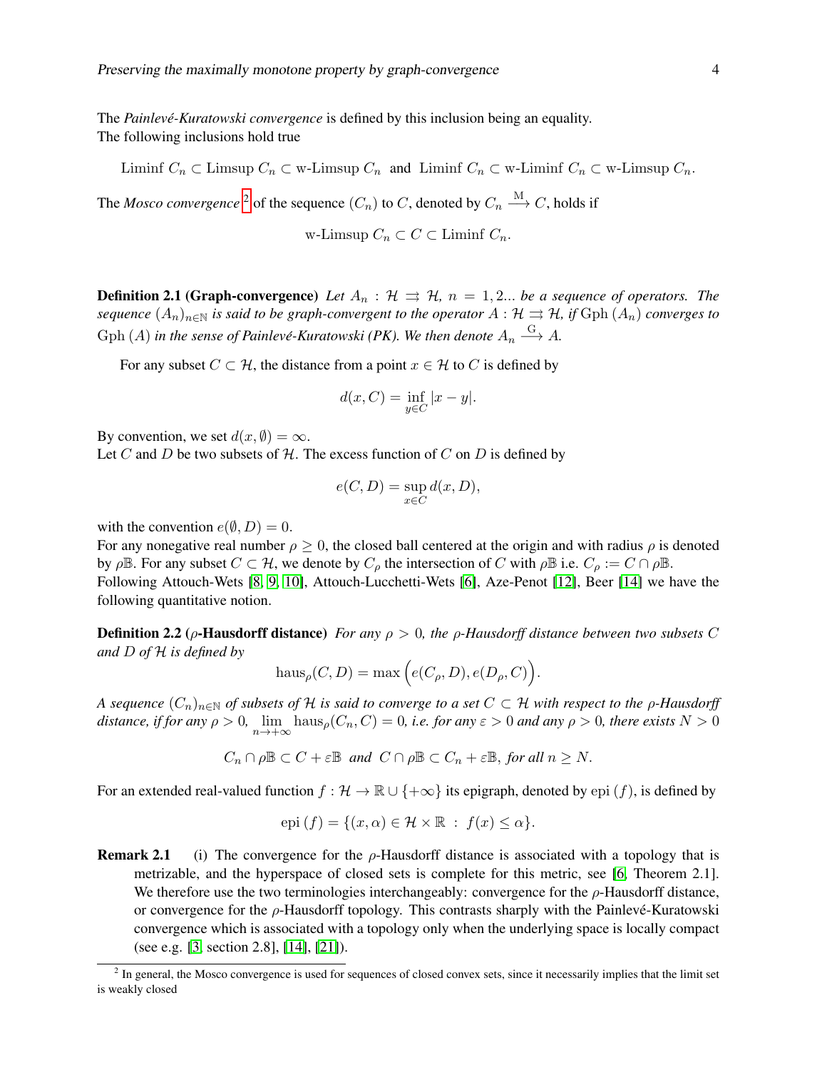The *Painlevé-Kuratowski convergence* is defined by this inclusion being an equality.
The following inclusions hold true

$$\text{Liminf } C_n \subset \text{Limsup } C_n \subset \text{w-Limsup } C_n \;\text{ and }\; \text{Liminf } C_n \subset \text{w-Liminf } C_n \subset \text{w-Limsup } C_n.$$

The *Mosco convergence* [2] of the sequence $(C_n)$ to $C$, denoted by $C_n \xrightarrow{\text{M}} C$, holds if

$$\text{w-Limsup } C_n \subset C \subset \text{Liminf } C_n.$$

**Definition 2.1 (Graph-convergence)** *Let $A_n : \mathcal{H} \rightrightarrows \mathcal{H}$, $n = 1, 2...$ be a sequence of operators. The sequence $(A_n)_{n\in\mathbb{N}}$ is said to be graph-convergent to the operator $A : \mathcal{H} \rightrightarrows \mathcal{H}$, if $\text{Gph}\,(A_n)$ converges to $\text{Gph}\,(A)$ in the sense of Painlevé-Kuratowski (PK). We then denote $A_n \xrightarrow{\text{G}} A$.*

For any subset $C \subset \mathcal{H}$, the distance from a point $x \in \mathcal{H}$ to $C$ is defined by

$$d(x, C) = \inf_{y\in C} |x - y|.$$

By convention, we set $d(x, \emptyset) = \infty$.
Let $C$ and $D$ be two subsets of $\mathcal{H}$. The excess function of $C$ on $D$ is defined by

$$e(C, D) = \sup_{x\in C} d(x, D),$$

with the convention $e(\emptyset, D) = 0$.
For any nonegative real number $\rho \geq 0$, the closed ball centered at the origin and with radius $\rho$ is denoted by $\rho\mathbb{B}$. For any subset $C \subset \mathcal{H}$, we denote by $C_\rho$ the intersection of $C$ with $\rho\mathbb{B}$ i.e. $C_\rho := C \cap \rho\mathbb{B}$.
Following Attouch-Wets [8, 9, 10], Attouch-Lucchetti-Wets [6], Aze-Penot [12], Beer [14] we have the following quantitative notion.

**Definition 2.2 ($\rho$-Hausdorff distance)** *For any $\rho > 0$, the $\rho$-Hausdorff distance between two subsets $C$ and $D$ of $\mathcal{H}$ is defined by*

$$\text{haus}_\rho(C, D) = \max\Big(e(C_\rho, D), e(D_\rho, C)\Big).$$

*A sequence $(C_n)_{n\in\mathbb{N}}$ of subsets of $\mathcal{H}$ is said to converge to a set $C \subset \mathcal{H}$ with respect to the $\rho$-Hausdorff distance, if for any $\rho > 0$, $\lim_{n\to+\infty} \text{haus}_\rho(C_n, C) = 0$, i.e. for any $\varepsilon > 0$ and any $\rho > 0$, there exists $N > 0$*

$$C_n \cap \rho\mathbb{B} \subset C + \varepsilon\mathbb{B} \;\text{ and }\; C \cap \rho\mathbb{B} \subset C_n + \varepsilon\mathbb{B}, \text{ for all } n \geq N.$$

For an extended real-valued function $f : \mathcal{H} \to \mathbb{R} \cup \{+\infty\}$ its epigraph, denoted by $\text{epi}\,(f)$, is defined by

$$\text{epi}\,(f) = \{(x, \alpha) \in \mathcal{H} \times \mathbb{R} \;:\; f(x) \leq \alpha\}.$$

**Remark 2.1** (i) The convergence for the $\rho$-Hausdorff distance is associated with a topology that is metrizable, and the hyperspace of closed sets is complete for this metric, see [6, Theorem 2.1]. We therefore use the two terminologies interchangeably: convergence for the $\rho$-Hausdorff distance, or convergence for the $\rho$-Hausdorff topology. This contrasts sharply with the Painlevé-Kuratowski convergence which is associated with a topology only when the underlying space is locally compact (see e.g. [3, section 2.8], [14], [21]).

[2] In general, the Mosco convergence is used for sequences of closed convex sets, since it necessarily implies that the limit set is weakly closed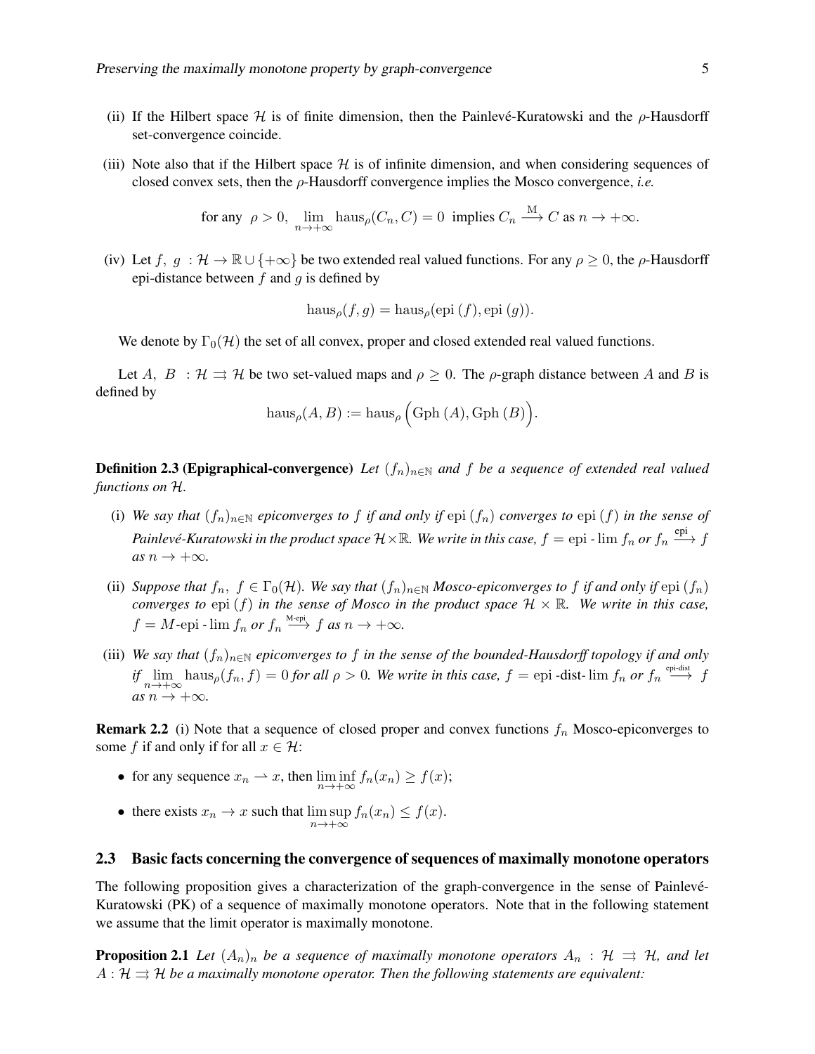(ii) If the Hilbert space $\mathcal{H}$ is of finite dimension, then the Painlevé-Kuratowski and the $\rho$-Hausdorff set-convergence coincide.

(iii) Note also that if the Hilbert space $\mathcal{H}$ is of infinite dimension, and when considering sequences of closed convex sets, then the $\rho$-Hausdorff convergence implies the Mosco convergence, *i.e.*

$$\text{for any } \rho > 0, \ \lim_{n\to+\infty} \mathrm{haus}_\rho(C_n, C) = 0 \ \text{ implies } C_n \xrightarrow{\mathrm{M}} C \text{ as } n \to +\infty.$$

(iv) Let $f,\ g\ : \mathcal{H} \to \mathbb{R} \cup \{+\infty\}$ be two extended real valued functions. For any $\rho \geq 0$, the $\rho$-Hausdorff epi-distance between $f$ and $g$ is defined by

$$\mathrm{haus}_\rho(f, g) = \mathrm{haus}_\rho(\mathrm{epi}\,(f), \mathrm{epi}\,(g)).$$

We denote by $\Gamma_0(\mathcal{H})$ the set of all convex, proper and closed extended real valued functions.

Let $A,\ B\ : \mathcal{H} \rightrightarrows \mathcal{H}$ be two set-valued maps and $\rho \geq 0$. The $\rho$-graph distance between $A$ and $B$ is defined by

$$\mathrm{haus}_\rho(A, B) := \mathrm{haus}_\rho\Big(\mathrm{Gph}\,(A), \mathrm{Gph}\,(B)\Big).$$

**Definition 2.3 (Epigraphical-convergence)** *Let $(f_n)_{n\in\mathbb{N}}$ and $f$ be a sequence of extended real valued functions on $\mathcal{H}$.*

(i) *We say that $(f_n)_{n\in\mathbb{N}}$ epiconverges to $f$ if and only if $\mathrm{epi}\,(f_n)$ converges to $\mathrm{epi}\,(f)$ in the sense of Painlevé-Kuratowski in the product space $\mathcal{H}\times\mathbb{R}$. We write in this case, $f = \mathrm{epi}\text{-}\lim f_n$ or $f_n \xrightarrow{\mathrm{epi}} f$ as $n \to +\infty$.*

(ii) *Suppose that $f_n,\ f \in \Gamma_0(\mathcal{H})$. We say that $(f_n)_{n\in\mathbb{N}}$ Mosco-epiconverges to $f$ if and only if $\mathrm{epi}\,(f_n)$ converges to $\mathrm{epi}\,(f)$ in the sense of Mosco in the product space $\mathcal{H} \times \mathbb{R}$. We write in this case, $f = M\text{-epi}\text{-}\lim f_n$ or $f_n \xrightarrow{\text{M-epi}} f$ as $n \to +\infty$.*

(iii) *We say that $(f_n)_{n\in\mathbb{N}}$ epiconverges to $f$ in the sense of the bounded-Hausdorff topology if and only if $\lim_{n\to+\infty} \mathrm{haus}_\rho(f_n, f) = 0$ for all $\rho > 0$. We write in this case, $f = \mathrm{epi}\text{-dist-}\lim f_n$ or $f_n \xrightarrow{\text{epi-dist}} f$ as $n \to +\infty$.*

**Remark 2.2** (i) Note that a sequence of closed proper and convex functions $f_n$ Mosco-epiconverges to some $f$ if and only if for all $x \in \mathcal{H}$:

- for any sequence $x_n \rightharpoonup x$, then $\liminf_{n\to+\infty} f_n(x_n) \geq f(x)$;
- there exists $x_n \to x$ such that $\limsup_{n\to+\infty} f_n(x_n) \leq f(x)$.

### 2.3 Basic facts concerning the convergence of sequences of maximally monotone operators

The following proposition gives a characterization of the graph-convergence in the sense of Painlevé-Kuratowski (PK) of a sequence of maximally monotone operators. Note that in the following statement we assume that the limit operator is maximally monotone.

**Proposition 2.1** *Let $(A_n)_n$ be a sequence of maximally monotone operators $A_n\ : \mathcal{H} \rightrightarrows \mathcal{H}$, and let $A : \mathcal{H} \rightrightarrows \mathcal{H}$ be a maximally monotone operator. Then the following statements are equivalent:*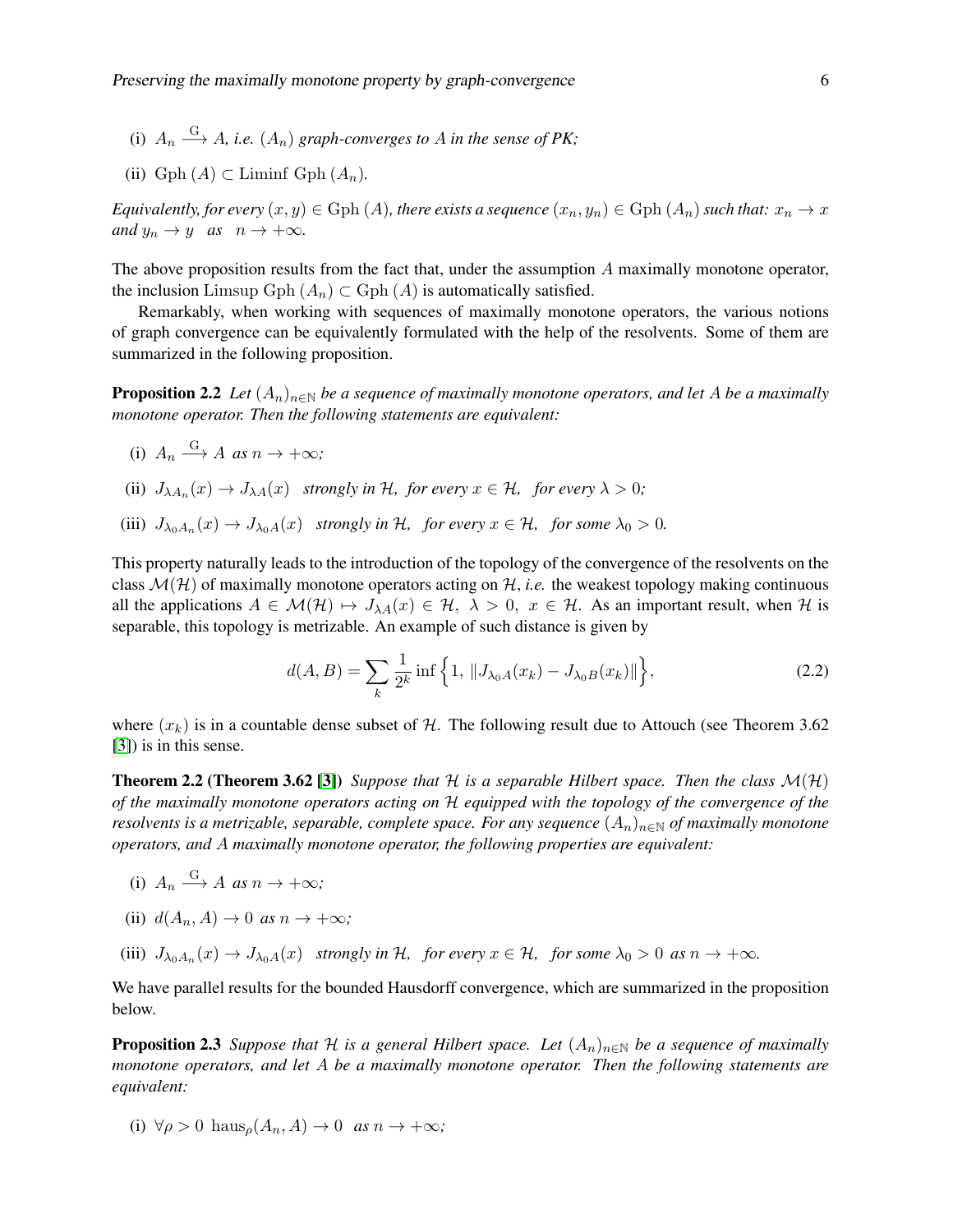(i) $A_n \xrightarrow{\mathrm{G}} A$, *i.e.* $(A_n)$ *graph-converges to* $A$ *in the sense of PK;*

(ii) $\mathrm{Gph}\,(A) \subset \mathrm{Liminf}\ \mathrm{Gph}\,(A_n)$.

*Equivalently, for every* $(x, y) \in \mathrm{Gph}\,(A)$*, there exists a sequence* $(x_n, y_n) \in \mathrm{Gph}\,(A_n)$ *such that:* $x_n \to x$ *and* $y_n \to y$ *as* $n \to +\infty$.

The above proposition results from the fact that, under the assumption $A$ maximally monotone operator, the inclusion $\mathrm{Limsup}\ \mathrm{Gph}\,(A_n) \subset \mathrm{Gph}\,(A)$ is automatically satisfied.

Remarkably, when working with sequences of maximally monotone operators, the various notions of graph convergence can be equivalently formulated with the help of the resolvents. Some of them are summarized in the following proposition.

**Proposition 2.2** *Let* $(A_n)_{n\in\mathbb{N}}$ *be a sequence of maximally monotone operators, and let* $A$ *be a maximally monotone operator. Then the following statements are equivalent:*

(i) $A_n \xrightarrow{\mathrm{G}} A$ *as* $n \to +\infty$*;*

(ii) $J_{\lambda A_n}(x) \to J_{\lambda A}(x)$ *strongly in* $\mathcal{H}$*, for every* $x \in \mathcal{H}$*, for every* $\lambda > 0$*;*

(iii) $J_{\lambda_0 A_n}(x) \to J_{\lambda_0 A}(x)$ *strongly in* $\mathcal{H}$*, for every* $x \in \mathcal{H}$*, for some* $\lambda_0 > 0$.

This property naturally leads to the introduction of the topology of the convergence of the resolvents on the class $\mathcal{M}(\mathcal{H})$ of maximally monotone operators acting on $\mathcal{H}$, *i.e.* the weakest topology making continuous all the applications $A \in \mathcal{M}(\mathcal{H}) \mapsto J_{\lambda A}(x) \in \mathcal{H},\ \lambda > 0,\ x \in \mathcal{H}$. As an important result, when $\mathcal{H}$ is separable, this topology is metrizable. An example of such distance is given by

$$d(A, B) = \sum_k \frac{1}{2^k} \inf\Big\{1,\ \|J_{\lambda_0 A}(x_k) - J_{\lambda_0 B}(x_k)\|\Big\}, \tag{2.2}$$

where $(x_k)$ is in a countable dense subset of $\mathcal{H}$. The following result due to Attouch (see Theorem 3.62 [3]) is in this sense.

**Theorem 2.2 (Theorem 3.62 [3])** *Suppose that* $\mathcal{H}$ *is a separable Hilbert space. Then the class* $\mathcal{M}(\mathcal{H})$ *of the maximally monotone operators acting on* $\mathcal{H}$ *equipped with the topology of the convergence of the resolvents is a metrizable, separable, complete space. For any sequence* $(A_n)_{n\in\mathbb{N}}$ *of maximally monotone operators, and* $A$ *maximally monotone operator, the following properties are equivalent:*

(i) $A_n \xrightarrow{\mathrm{G}} A$ *as* $n \to +\infty$*;*

(ii) $d(A_n, A) \to 0$ *as* $n \to +\infty$*;*

(iii) $J_{\lambda_0 A_n}(x) \to J_{\lambda_0 A}(x)$ *strongly in* $\mathcal{H}$*, for every* $x \in \mathcal{H}$*, for some* $\lambda_0 > 0$ *as* $n \to +\infty$.

We have parallel results for the bounded Hausdorff convergence, which are summarized in the proposition below.

**Proposition 2.3** *Suppose that* $\mathcal{H}$ *is a general Hilbert space. Let* $(A_n)_{n\in\mathbb{N}}$ *be a sequence of maximally monotone operators, and let* $A$ *be a maximally monotone operator. Then the following statements are equivalent:*

(i) $\forall \rho > 0\ \ \mathrm{haus}_\rho(A_n, A) \to 0$ *as* $n \to +\infty$*;*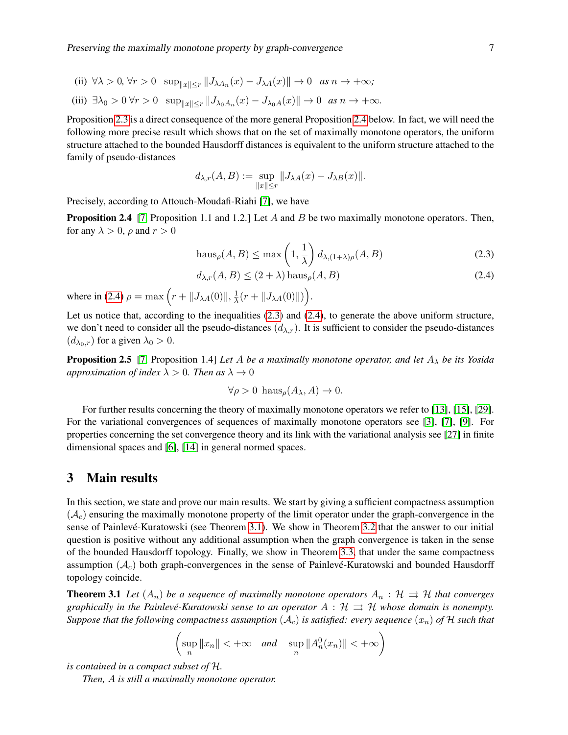(ii) $\forall \lambda > 0, \forall r > 0 \;\; \sup_{\|x\| \leq r} \|J_{\lambda A_n}(x) - J_{\lambda A}(x)\| \to 0$ *as* $n \to +\infty$*;*

(iii) $\exists \lambda_0 > 0 \, \forall r > 0 \;\; \sup_{\|x\| \leq r} \|J_{\lambda_0 A_n}(x) - J_{\lambda_0 A}(x)\| \to 0$ *as* $n \to +\infty$*.*

Proposition 2.3 is a direct consequence of the more general Proposition 2.4 below. In fact, we will need the following more precise result which shows that on the set of maximally monotone operators, the uniform structure attached to the bounded Hausdorff distances is equivalent to the uniform structure attached to the family of pseudo-distances

$$d_{\lambda,r}(A,B) := \sup_{\|x\| \leq r} \|J_{\lambda A}(x) - J_{\lambda B}(x)\|.$$

Precisely, according to Attouch-Moudafi-Riahi [7], we have

**Proposition 2.4** [7, Proposition 1.1 and 1.2.] Let $A$ and $B$ be two maximally monotone operators. Then, for any $\lambda > 0$, $\rho$ and $r > 0$

$$\mathrm{haus}_\rho(A,B) \leq \max\left(1, \frac{1}{\lambda}\right) d_{\lambda,(1+\lambda)\rho}(A,B) \tag{2.3}$$

$$d_{\lambda,r}(A,B) \leq (2+\lambda)\,\mathrm{haus}_\rho(A,B) \tag{2.4}$$

where in (2.4) $\rho = \max\left(r + \|J_{\lambda A}(0)\|, \frac{1}{\lambda}(r + \|J_{\lambda A}(0)\|)\right)$.

Let us notice that, according to the inequalities (2.3) and (2.4), to generate the above uniform structure, we don't need to consider all the pseudo-distances $(d_{\lambda,r})$. It is sufficient to consider the pseudo-distances $(d_{\lambda_0,r})$ for a given $\lambda_0 > 0$.

**Proposition 2.5** [7, Proposition 1.4] *Let $A$ be a maximally monotone operator, and let $A_\lambda$ be its Yosida approximation of index $\lambda > 0$. Then as $\lambda \to 0$*

$$\forall \rho > 0 \;\; \mathrm{haus}_\rho(A_\lambda, A) \to 0.$$

For further results concerning the theory of maximally monotone operators we refer to [13], [15], [29]. For the variational convergences of sequences of maximally monotone operators see [3], [7], [9]. For properties concerning the set convergence theory and its link with the variational analysis see [27] in finite dimensional spaces and [6], [14] in general normed spaces.

# 3 Main results

In this section, we state and prove our main results. We start by giving a sufficient compactness assumption $(\mathcal{A}_c)$ ensuring the maximally monotone property of the limit operator under the graph-convergence in the sense of Painlevé-Kuratowski (see Theorem 3.1). We show in Theorem 3.2 that the answer to our initial question is positive without any additional assumption when the graph convergence is taken in the sense of the bounded Hausdorff topology. Finally, we show in Theorem 3.3, that under the same compactness assumption $(\mathcal{A}_c)$ both graph-convergences in the sense of Painlevé-Kuratowski and bounded Hausdorff topology coincide.

**Theorem 3.1** *Let $(A_n)$ be a sequence of maximally monotone operators $A_n : \mathcal{H} \rightrightarrows \mathcal{H}$ that converges graphically in the Painlevé-Kuratowski sense to an operator $A : \mathcal{H} \rightrightarrows \mathcal{H}$ whose domain is nonempty. Suppose that the following compactness assumption $(\mathcal{A}_c)$ is satisfied: every sequence $(x_n)$ of $\mathcal{H}$ such that*

$$\left(\sup_n \|x_n\| < +\infty \quad \text{and} \quad \sup_n \|A_n^0(x_n)\| < +\infty\right)$$

*is contained in a compact subset of $\mathcal{H}$.*

*Then, $A$ is still a maximally monotone operator.*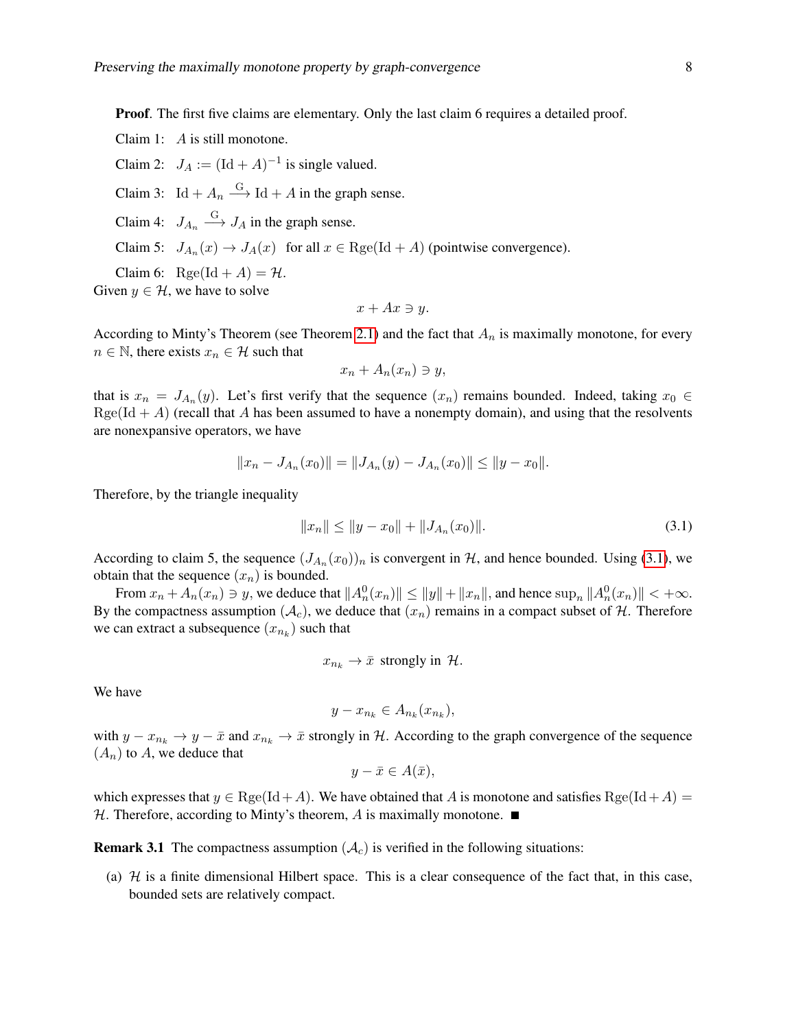**Proof**. The first five claims are elementary. Only the last claim 6 requires a detailed proof.

Claim 1: $A$ is still monotone.

Claim 2: $J_A := (\mathrm{Id} + A)^{-1}$ is single valued.

Claim 3: $\mathrm{Id} + A_n \xrightarrow{\mathrm{G}} \mathrm{Id} + A$ in the graph sense.

Claim 4: $J_{A_n} \xrightarrow{\mathrm{G}} J_A$ in the graph sense.

Claim 5: $J_{A_n}(x) \to J_A(x)$ for all $x \in \mathrm{Rge}(\mathrm{Id} + A)$ (pointwise convergence).

Claim 6: $\mathrm{Rge}(\mathrm{Id} + A) = \mathcal{H}$.

Given $y \in \mathcal{H}$, we have to solve

$$x + Ax \ni y.$$

According to Minty's Theorem (see Theorem 2.1) and the fact that $A_n$ is maximally monotone, for every $n \in \mathbb{N}$, there exists $x_n \in \mathcal{H}$ such that

$$x_n + A_n(x_n) \ni y,$$

that is $x_n = J_{A_n}(y)$. Let's first verify that the sequence $(x_n)$ remains bounded. Indeed, taking $x_0 \in \mathrm{Rge}(\mathrm{Id} + A)$ (recall that $A$ has been assumed to have a nonempty domain), and using that the resolvents are nonexpansive operators, we have

$$\|x_n - J_{A_n}(x_0)\| = \|J_{A_n}(y) - J_{A_n}(x_0)\| \leq \|y - x_0\|.$$

Therefore, by the triangle inequality

$$\|x_n\| \leq \|y - x_0\| + \|J_{A_n}(x_0)\|. \tag{3.1}$$

According to claim 5, the sequence $(J_{A_n}(x_0))_n$ is convergent in $\mathcal{H}$, and hence bounded. Using (3.1), we obtain that the sequence $(x_n)$ is bounded.

From $x_n + A_n(x_n) \ni y$, we deduce that $\|A_n^0(x_n)\| \leq \|y\| + \|x_n\|$, and hence $\sup_n \|A_n^0(x_n)\| < +\infty$. By the compactness assumption $(\mathcal{A}_c)$, we deduce that $(x_n)$ remains in a compact subset of $\mathcal{H}$. Therefore we can extract a subsequence $(x_{n_k})$ such that

$$x_{n_k} \to \bar{x} \text{ strongly in } \mathcal{H}.$$

We have

$$y - x_{n_k} \in A_{n_k}(x_{n_k}),$$

with $y - x_{n_k} \to y - \bar{x}$ and $x_{n_k} \to \bar{x}$ strongly in $\mathcal{H}$. According to the graph convergence of the sequence $(A_n)$ to $A$, we deduce that

$$y - \bar{x} \in A(\bar{x}),$$

which expresses that $y \in \mathrm{Rge}(\mathrm{Id} + A)$. We have obtained that $A$ is monotone and satisfies $\mathrm{Rge}(\mathrm{Id} + A) = \mathcal{H}$. Therefore, according to Minty's theorem, $A$ is maximally monotone. ■

**Remark 3.1** The compactness assumption $(\mathcal{A}_c)$ is verified in the following situations:

(a) $\mathcal{H}$ is a finite dimensional Hilbert space. This is a clear consequence of the fact that, in this case, bounded sets are relatively compact.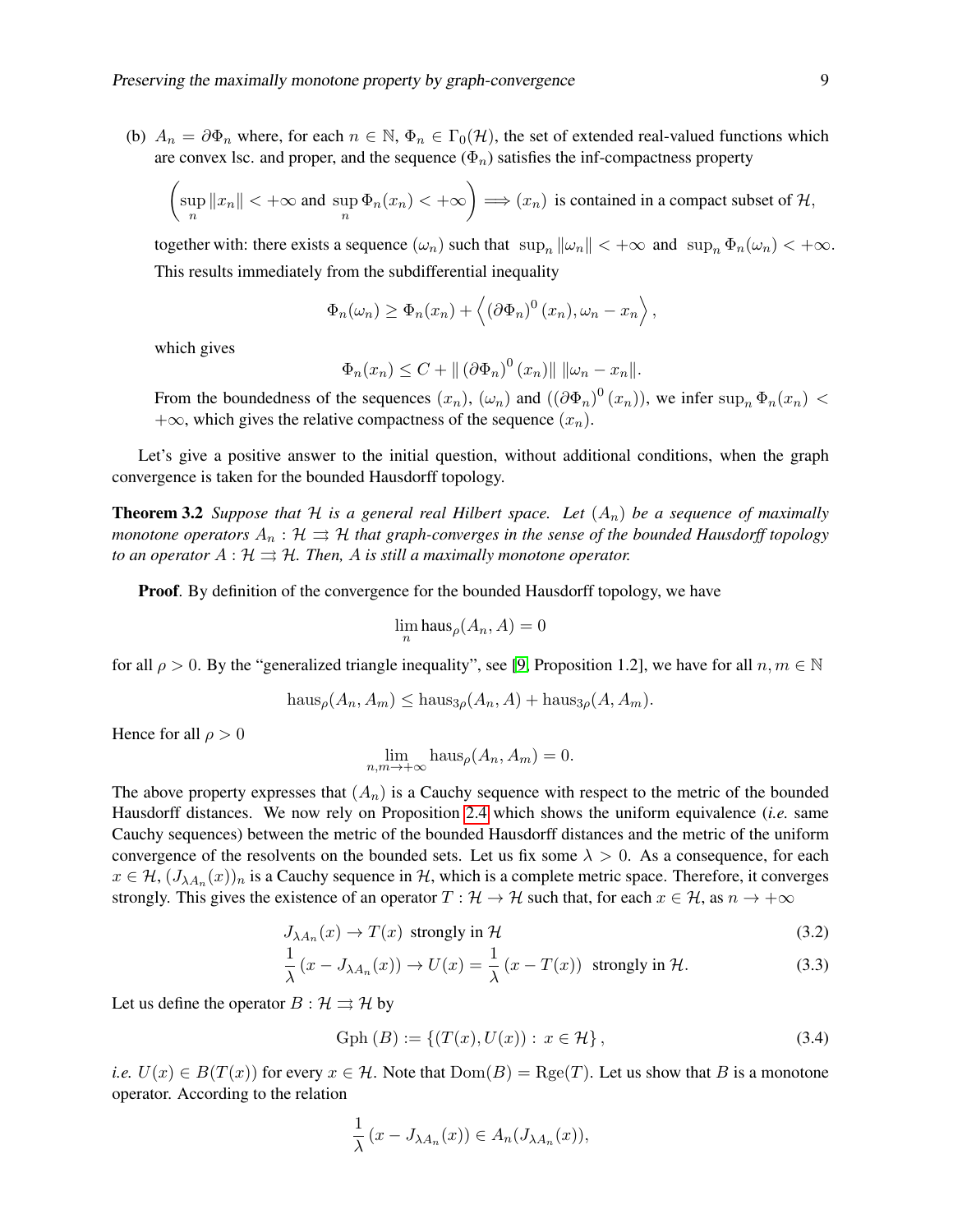(b) $A_n = \partial\Phi_n$ where, for each $n \in \mathbb{N}$, $\Phi_n \in \Gamma_0(\mathcal{H})$, the set of extended real-valued functions which are convex lsc. and proper, and the sequence $(\Phi_n)$ satisfies the inf-compactness property

$$\left(\sup_n \|x_n\| < +\infty \text{ and } \sup_n \Phi_n(x_n) < +\infty\right) \Longrightarrow (x_n) \text{ is contained in a compact subset of } \mathcal{H},$$

together with: there exists a sequence $(\omega_n)$ such that $\sup_n \|\omega_n\| < +\infty$ and $\sup_n \Phi_n(\omega_n) < +\infty$. This results immediately from the subdifferential inequality

$$\Phi_n(\omega_n) \geq \Phi_n(x_n) + \left\langle (\partial\Phi_n)^0(x_n), \omega_n - x_n \right\rangle,$$

which gives

$$\Phi_n(x_n) \leq C + \|(\partial\Phi_n)^0(x_n)\| \, \|\omega_n - x_n\|.$$

From the boundedness of the sequences $(x_n)$, $(\omega_n)$ and $((\partial\Phi_n)^0(x_n))$, we infer $\sup_n \Phi_n(x_n) < +\infty$, which gives the relative compactness of the sequence $(x_n)$.

Let's give a positive answer to the initial question, without additional conditions, when the graph convergence is taken for the bounded Hausdorff topology.

**Theorem 3.2** *Suppose that $\mathcal{H}$ is a general real Hilbert space. Let $(A_n)$ be a sequence of maximally monotone operators $A_n : \mathcal{H} \rightrightarrows \mathcal{H}$ that graph-converges in the sense of the bounded Hausdorff topology to an operator $A : \mathcal{H} \rightrightarrows \mathcal{H}$. Then, $A$ is still a maximally monotone operator.*

**Proof**. By definition of the convergence for the bounded Hausdorff topology, we have

$$\lim_n \text{haus}_\rho(A_n, A) = 0$$

for all $\rho > 0$. By the "generalized triangle inequality", see [9, Proposition 1.2], we have for all $n, m \in \mathbb{N}$

$$\text{haus}_\rho(A_n, A_m) \leq \text{haus}_{3\rho}(A_n, A) + \text{haus}_{3\rho}(A, A_m).$$

Hence for all $\rho > 0$

$$\lim_{n,m\to+\infty} \text{haus}_\rho(A_n, A_m) = 0.$$

The above property expresses that $(A_n)$ is a Cauchy sequence with respect to the metric of the bounded Hausdorff distances. We now rely on Proposition 2.4 which shows the uniform equivalence (*i.e.* same Cauchy sequences) between the metric of the bounded Hausdorff distances and the metric of the uniform convergence of the resolvents on the bounded sets. Let us fix some $\lambda > 0$. As a consequence, for each $x \in \mathcal{H}$, $(J_{\lambda A_n}(x))_n$ is a Cauchy sequence in $\mathcal{H}$, which is a complete metric space. Therefore, it converges strongly. This gives the existence of an operator $T : \mathcal{H} \to \mathcal{H}$ such that, for each $x \in \mathcal{H}$, as $n \to +\infty$

$$J_{\lambda A_n}(x) \to T(x) \text{ strongly in } \mathcal{H} \tag{3.2}$$

$$\frac{1}{\lambda}(x - J_{\lambda A_n}(x)) \to U(x) = \frac{1}{\lambda}(x - T(x)) \text{ strongly in } \mathcal{H}. \tag{3.3}$$

Let us define the operator $B : \mathcal{H} \rightrightarrows \mathcal{H}$ by

$$\text{Gph}(B) := \{(T(x), U(x)) : x \in \mathcal{H}\}, \tag{3.4}$$

*i.e.* $U(x) \in B(T(x))$ for every $x \in \mathcal{H}$. Note that $\text{Dom}(B) = \text{Rge}(T)$. Let us show that $B$ is a monotone operator. According to the relation

$$\frac{1}{\lambda}(x - J_{\lambda A_n}(x)) \in A_n(J_{\lambda A_n}(x)),$$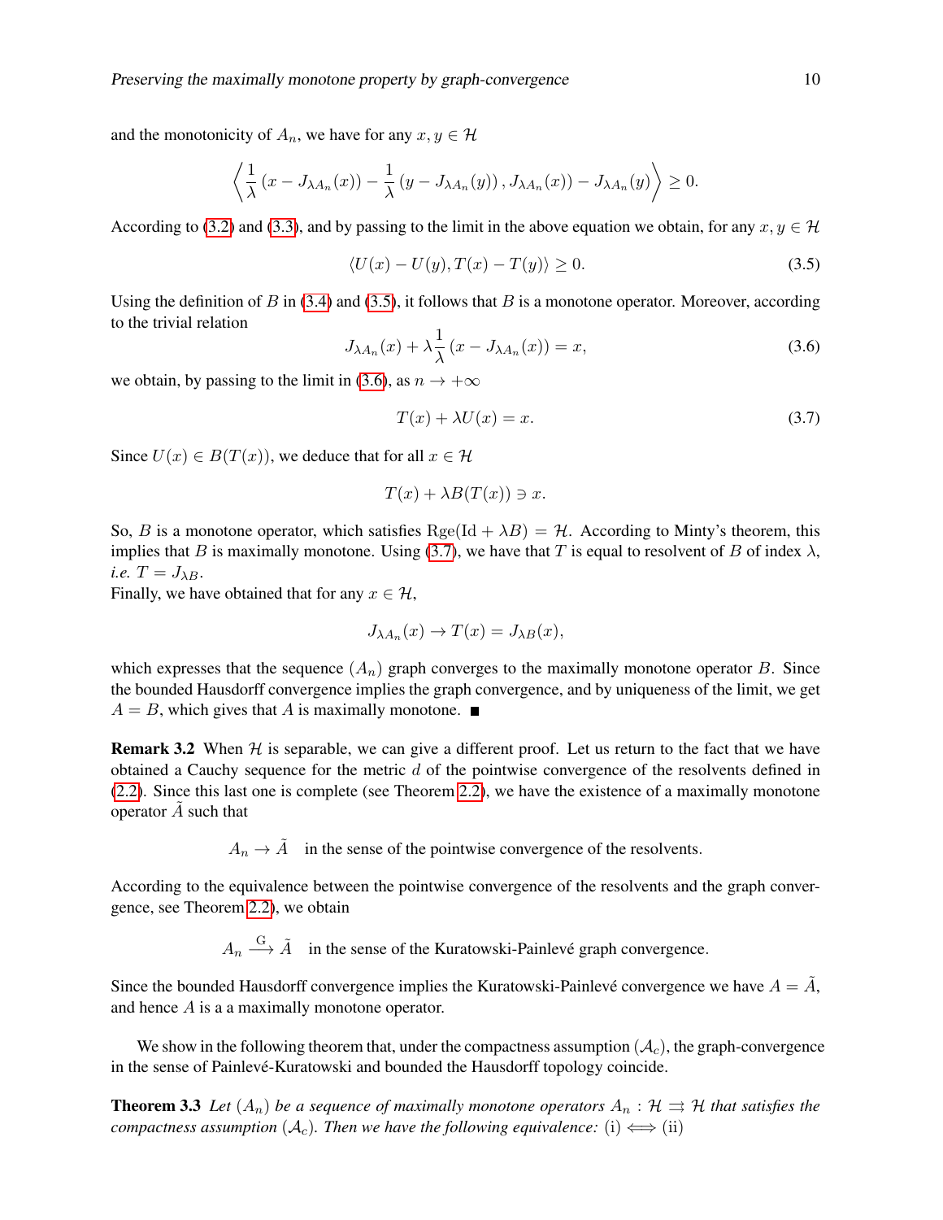and the monotonicity of $A_n$, we have for any $x, y \in \mathcal{H}$

$$\left\langle \frac{1}{\lambda}\left(x - J_{\lambda A_n}(x)\right) - \frac{1}{\lambda}\left(y - J_{\lambda A_n}(y)\right), J_{\lambda A_n}(x)) - J_{\lambda A_n}(y) \right\rangle \geq 0.$$

According to (3.2) and (3.3), and by passing to the limit in the above equation we obtain, for any $x, y \in \mathcal{H}$

$$\langle U(x) - U(y), T(x) - T(y) \rangle \geq 0. \tag{3.5}$$

Using the definition of $B$ in (3.4) and (3.5), it follows that $B$ is a monotone operator. Moreover, according to the trivial relation

$$J_{\lambda A_n}(x) + \lambda \frac{1}{\lambda}\left(x - J_{\lambda A_n}(x)\right) = x, \tag{3.6}$$

we obtain, by passing to the limit in (3.6), as $n \to +\infty$

$$T(x) + \lambda U(x) = x. \tag{3.7}$$

Since $U(x) \in B(T(x))$, we deduce that for all $x \in \mathcal{H}$

$$T(x) + \lambda B(T(x)) \ni x.$$

So, $B$ is a monotone operator, which satisfies $\mathrm{Rge}(\mathrm{Id} + \lambda B) = \mathcal{H}$. According to Minty's theorem, this implies that $B$ is maximally monotone. Using (3.7), we have that $T$ is equal to resolvent of $B$ of index $\lambda$, *i.e.* $T = J_{\lambda B}$.
Finally, we have obtained that for any $x \in \mathcal{H}$,

$$J_{\lambda A_n}(x) \to T(x) = J_{\lambda B}(x),$$

which expresses that the sequence $(A_n)$ graph converges to the maximally monotone operator $B$. Since the bounded Hausdorff convergence implies the graph convergence, and by uniqueness of the limit, we get $A = B$, which gives that $A$ is maximally monotone. ∎

**Remark 3.2** When $\mathcal{H}$ is separable, we can give a different proof. Let us return to the fact that we have obtained a Cauchy sequence for the metric $d$ of the pointwise convergence of the resolvents defined in (2.2). Since this last one is complete (see Theorem 2.2), we have the existence of a maximally monotone operator $\tilde{A}$ such that

$$A_n \to \tilde{A} \quad \text{in the sense of the pointwise convergence of the resolvents.}$$

According to the equivalence between the pointwise convergence of the resolvents and the graph convergence, see Theorem 2.2), we obtain

$$A_n \xrightarrow{\mathrm{G}} \tilde{A} \quad \text{in the sense of the Kuratowski-Painlevé graph convergence.}$$

Since the bounded Hausdorff convergence implies the Kuratowski-Painlevé convergence we have $A = \tilde{A}$, and hence $A$ is a a maximally monotone operator.

We show in the following theorem that, under the compactness assumption $(\mathcal{A}_c)$, the graph-convergence in the sense of Painlevé-Kuratowski and bounded the Hausdorff topology coincide.

**Theorem 3.3** *Let $(A_n)$ be a sequence of maximally monotone operators $A_n : \mathcal{H} \rightrightarrows \mathcal{H}$ that satisfies the compactness assumption $(\mathcal{A}_c)$. Then we have the following equivalence:* (i) $\Longleftrightarrow$ (ii)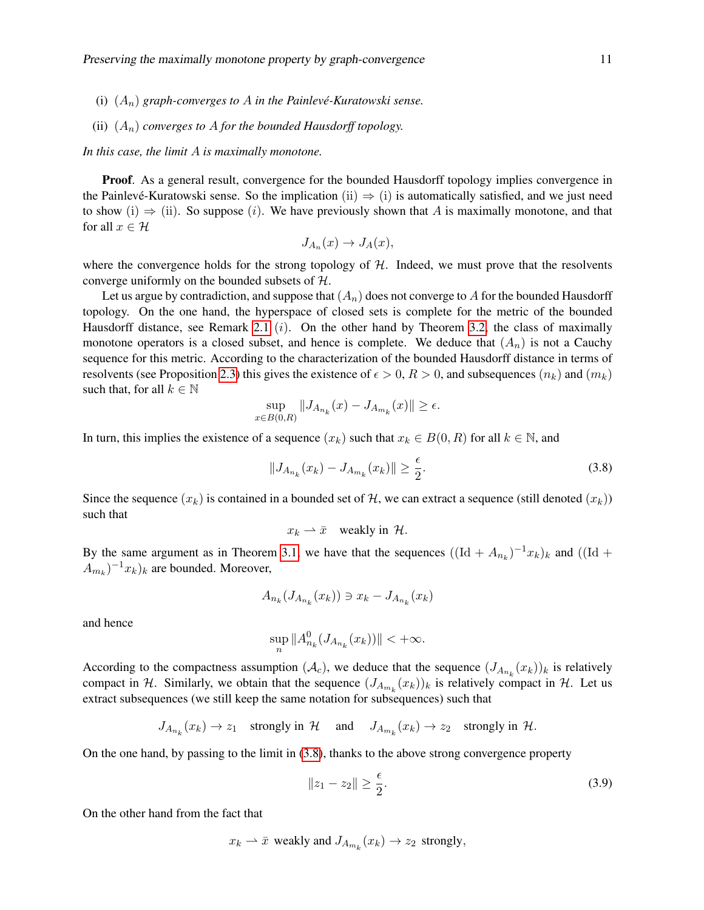(i) $(A_n)$ *graph-converges to* $A$ *in the Painlevé-Kuratowski sense.*

(ii) $(A_n)$ *converges to* $A$ *for the bounded Hausdorff topology.*

*In this case, the limit* $A$ *is maximally monotone.*

**Proof**. As a general result, convergence for the bounded Hausdorff topology implies convergence in the Painlevé-Kuratowski sense. So the implication (ii) $\Rightarrow$ (i) is automatically satisfied, and we just need to show (i) $\Rightarrow$ (ii). So suppose $(i)$. We have previously shown that $A$ is maximally monotone, and that for all $x \in \mathcal{H}$

$$J_{A_n}(x) \to J_A(x),$$

where the convergence holds for the strong topology of $\mathcal{H}$. Indeed, we must prove that the resolvents converge uniformly on the bounded subsets of $\mathcal{H}$.

Let us argue by contradiction, and suppose that $(A_n)$ does not converge to $A$ for the bounded Hausdorff topology. On the one hand, the hyperspace of closed sets is complete for the metric of the bounded Hausdorff distance, see Remark 2.1 $(i)$. On the other hand by Theorem 3.2, the class of maximally monotone operators is a closed subset, and hence is complete. We deduce that $(A_n)$ is not a Cauchy sequence for this metric. According to the characterization of the bounded Hausdorff distance in terms of resolvents (see Proposition 2.3) this gives the existence of $\epsilon > 0$, $R > 0$, and subsequences $(n_k)$ and $(m_k)$ such that, for all $k \in \mathbb{N}$

$$\sup_{x \in B(0,R)} \|J_{A_{n_k}}(x) - J_{A_{m_k}}(x)\| \geq \epsilon.$$

In turn, this implies the existence of a sequence $(x_k)$ such that $x_k \in B(0,R)$ for all $k \in \mathbb{N}$, and

$$\|J_{A_{n_k}}(x_k) - J_{A_{m_k}}(x_k)\| \geq \frac{\epsilon}{2}. \tag{3.8}$$

Since the sequence $(x_k)$ is contained in a bounded set of $\mathcal{H}$, we can extract a sequence (still denoted $(x_k)$) such that

$$x_k \rightharpoonup \bar{x} \quad \text{weakly in } \mathcal{H}.$$

By the same argument as in Theorem 3.1, we have that the sequences $((\mathrm{Id} + A_{n_k})^{-1}x_k)_k$ and $((\mathrm{Id} + A_{m_k})^{-1}x_k)_k$ are bounded. Moreover,

$$A_{n_k}(J_{A_{n_k}}(x_k)) \ni x_k - J_{A_{n_k}}(x_k)$$

and hence

$$\sup_n \|A^0_{n_k}(J_{A_{n_k}}(x_k))\| < +\infty.$$

According to the compactness assumption $(\mathcal{A}_c)$, we deduce that the sequence $(J_{A_{n_k}}(x_k))_k$ is relatively compact in $\mathcal{H}$. Similarly, we obtain that the sequence $(J_{A_{m_k}}(x_k))_k$ is relatively compact in $\mathcal{H}$. Let us extract subsequences (we still keep the same notation for subsequences) such that

$$J_{A_{n_k}}(x_k) \to z_1 \quad \text{strongly in } \mathcal{H} \quad \text{ and } \quad J_{A_{m_k}}(x_k) \to z_2 \quad \text{strongly in } \mathcal{H}.$$

On the one hand, by passing to the limit in (3.8), thanks to the above strong convergence property

$$\|z_1 - z_2\| \geq \frac{\epsilon}{2}. \tag{3.9}$$

On the other hand from the fact that

$$x_k \rightharpoonup \bar{x} \text{ weakly and } J_{A_{m_k}}(x_k) \to z_2 \text{ strongly,}$$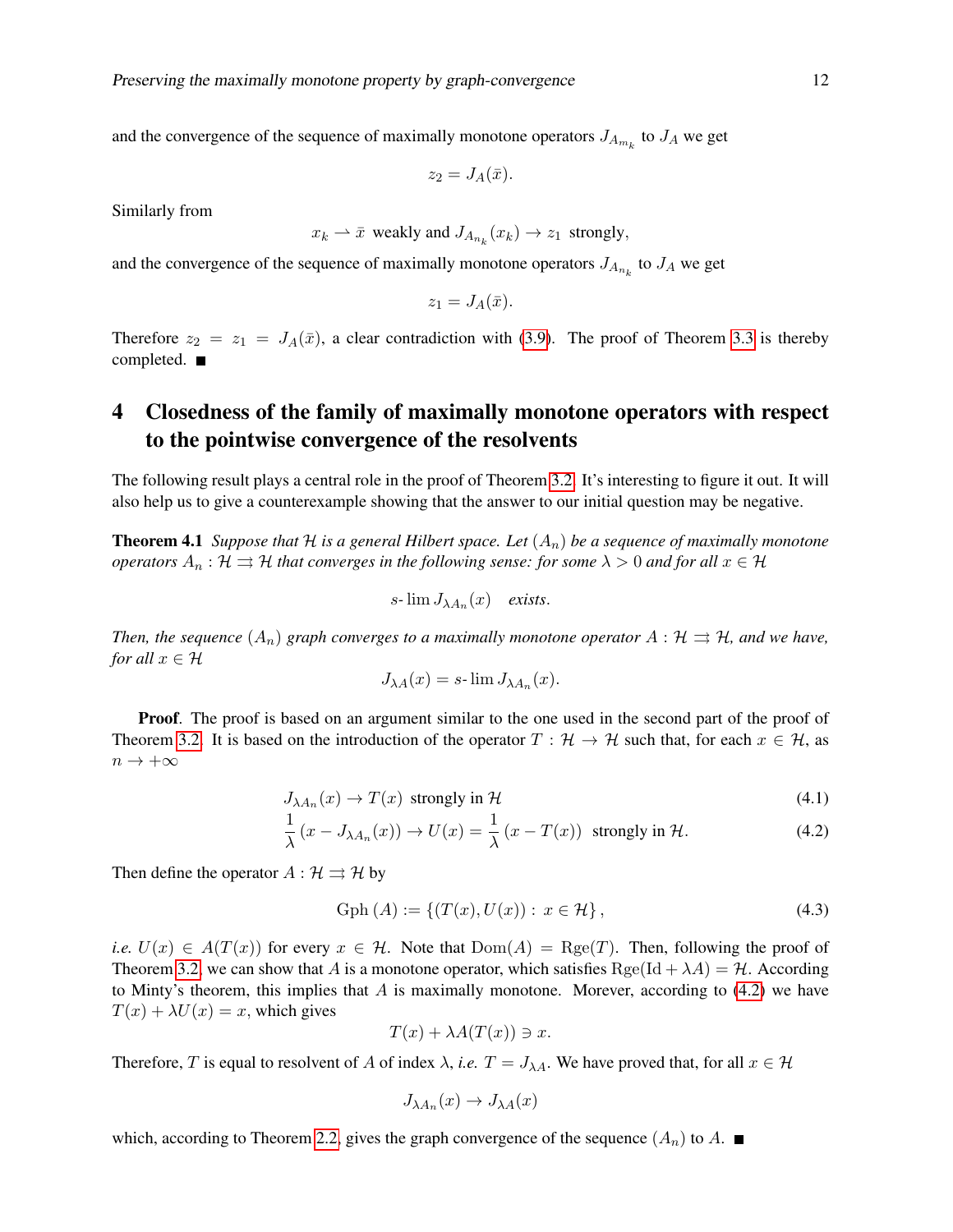and the convergence of the sequence of maximally monotone operators $J_{A_{m_k}}$ to $J_A$ we get

$$z_2 = J_A(\bar{x}).$$

Similarly from

$$x_k \rightharpoonup \bar{x} \text{ weakly and } J_{A_{n_k}}(x_k) \to z_1 \text{ strongly},$$

and the convergence of the sequence of maximally monotone operators $J_{A_{n_k}}$ to $J_A$ we get

$$z_1 = J_A(\bar{x}).$$

Therefore $z_2 = z_1 = J_A(\bar{x})$, a clear contradiction with (3.9). The proof of Theorem 3.3 is thereby completed. ■

# 4 Closedness of the family of maximally monotone operators with respect to the pointwise convergence of the resolvents

The following result plays a central role in the proof of Theorem 3.2. It's interesting to figure it out. It will also help us to give a counterexample showing that the answer to our initial question may be negative.

**Theorem 4.1** *Suppose that $\mathcal{H}$ is a general Hilbert space. Let $(A_n)$ be a sequence of maximally monotone operators $A_n : \mathcal{H} \rightrightarrows \mathcal{H}$ that converges in the following sense: for some $\lambda > 0$ and for all $x \in \mathcal{H}$*

$$s\text{-}\lim J_{\lambda A_n}(x) \quad \textit{exists.}$$

*Then, the sequence $(A_n)$ graph converges to a maximally monotone operator $A : \mathcal{H} \rightrightarrows \mathcal{H}$, and we have, for all $x \in \mathcal{H}$*

$$J_{\lambda A}(x) = s\text{-}\lim J_{\lambda A_n}(x).$$

**Proof**. The proof is based on an argument similar to the one used in the second part of the proof of Theorem 3.2. It is based on the introduction of the operator $T : \mathcal{H} \to \mathcal{H}$ such that, for each $x \in \mathcal{H}$, as $n \to +\infty$

$$J_{\lambda A_n}(x) \to T(x) \text{ strongly in } \mathcal{H} \tag{4.1}$$

$$\frac{1}{\lambda}\left(x - J_{\lambda A_n}(x)\right) \to U(x) = \frac{1}{\lambda}\left(x - T(x)\right) \text{ strongly in } \mathcal{H}. \tag{4.2}$$

Then define the operator $A : \mathcal{H} \rightrightarrows \mathcal{H}$ by

$$\text{Gph}\,(A) := \left\{(T(x), U(x)) :\; x \in \mathcal{H}\right\}, \tag{4.3}$$

*i.e.* $U(x) \in A(T(x))$ for every $x \in \mathcal{H}$. Note that $\text{Dom}(A) = \text{Rge}(T)$. Then, following the proof of Theorem 3.2, we can show that $A$ is a monotone operator, which satisfies $\text{Rge}(\text{Id} + \lambda A) = \mathcal{H}$. According to Minty's theorem, this implies that $A$ is maximally monotone. Morever, according to (4.2) we have $T(x) + \lambda U(x) = x$, which gives

$$T(x) + \lambda A(T(x)) \ni x.$$

Therefore, $T$ is equal to resolvent of $A$ of index $\lambda$, *i.e.* $T = J_{\lambda A}$. We have proved that, for all $x \in \mathcal{H}$

$$J_{\lambda A_n}(x) \to J_{\lambda A}(x)$$

which, according to Theorem 2.2, gives the graph convergence of the sequence $(A_n)$ to $A$. ■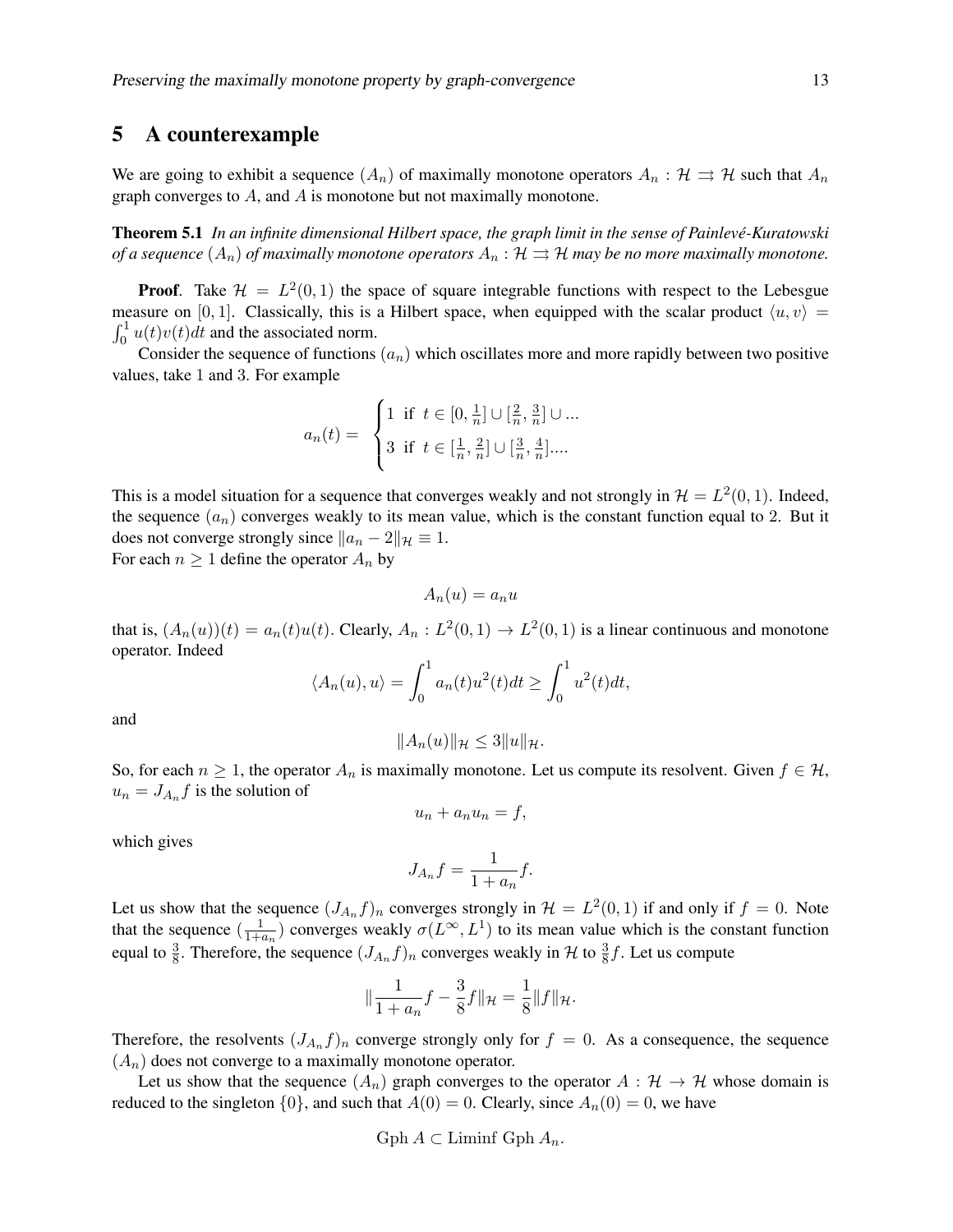## 5 A counterexample

We are going to exhibit a sequence $(A_n)$ of maximally monotone operators $A_n : \mathcal{H} \rightrightarrows \mathcal{H}$ such that $A_n$ graph converges to $A$, and $A$ is monotone but not maximally monotone.

**Theorem 5.1** *In an infinite dimensional Hilbert space, the graph limit in the sense of Painlevé-Kuratowski of a sequence $(A_n)$ of maximally monotone operators $A_n : \mathcal{H} \rightrightarrows \mathcal{H}$ may be no more maximally monotone.*

**Proof**. Take $\mathcal{H} = L^2(0,1)$ the space of square integrable functions with respect to the Lebesgue measure on $[0,1]$. Classically, this is a Hilbert space, when equipped with the scalar product $\langle u, v\rangle = \int_0^1 u(t)v(t)dt$ and the associated norm.

Consider the sequence of functions $(a_n)$ which oscillates more and more rapidly between two positive values, take 1 and 3. For example

$$a_n(t) = \begin{cases} 1 \ \text{ if } \ t \in [0, \frac{1}{n}] \cup [\frac{2}{n}, \frac{3}{n}] \cup ... \\ 3 \ \text{ if } \ t \in [\frac{1}{n}, \frac{2}{n}] \cup [\frac{3}{n}, \frac{4}{n}].... \end{cases}$$

This is a model situation for a sequence that converges weakly and not strongly in $\mathcal{H} = L^2(0,1)$. Indeed, the sequence $(a_n)$ converges weakly to its mean value, which is the constant function equal to 2. But it does not converge strongly since $\|a_n - 2\|_{\mathcal{H}} \equiv 1$.

For each $n \geq 1$ define the operator $A_n$ by

$$A_n(u) = a_n u$$

that is, $(A_n(u))(t) = a_n(t)u(t)$. Clearly, $A_n : L^2(0,1) \to L^2(0,1)$ is a linear continuous and monotone operator. Indeed

$$\langle A_n(u), u\rangle = \int_0^1 a_n(t)u^2(t)dt \geq \int_0^1 u^2(t)dt,$$

and

$$\|A_n(u)\|_{\mathcal{H}} \leq 3\|u\|_{\mathcal{H}}.$$

So, for each $n \geq 1$, the operator $A_n$ is maximally monotone. Let us compute its resolvent. Given $f \in \mathcal{H}$, $u_n = J_{A_n} f$ is the solution of

$$u_n + a_n u_n = f,$$

which gives

$$J_{A_n} f = \frac{1}{1+a_n} f.$$

Let us show that the sequence $(J_{A_n} f)_n$ converges strongly in $\mathcal{H} = L^2(0,1)$ if and only if $f = 0$. Note that the sequence $(\frac{1}{1+a_n})$ converges weakly $\sigma(L^\infty, L^1)$ to its mean value which is the constant function equal to $\frac{3}{8}$. Therefore, the sequence $(J_{A_n} f)_n$ converges weakly in $\mathcal{H}$ to $\frac{3}{8} f$. Let us compute

$$\|\frac{1}{1+a_n} f - \frac{3}{8} f\|_{\mathcal{H}} = \frac{1}{8}\|f\|_{\mathcal{H}}.$$

Therefore, the resolvents $(J_{A_n} f)_n$ converge strongly only for $f = 0$. As a consequence, the sequence $(A_n)$ does not converge to a maximally monotone operator.

Let us show that the sequence $(A_n)$ graph converges to the operator $A : \mathcal{H} \to \mathcal{H}$ whose domain is reduced to the singleton $\{0\}$, and such that $A(0) = 0$. Clearly, since $A_n(0) = 0$, we have

$$\text{Gph } A \subset \text{Liminf Gph } A_n.$$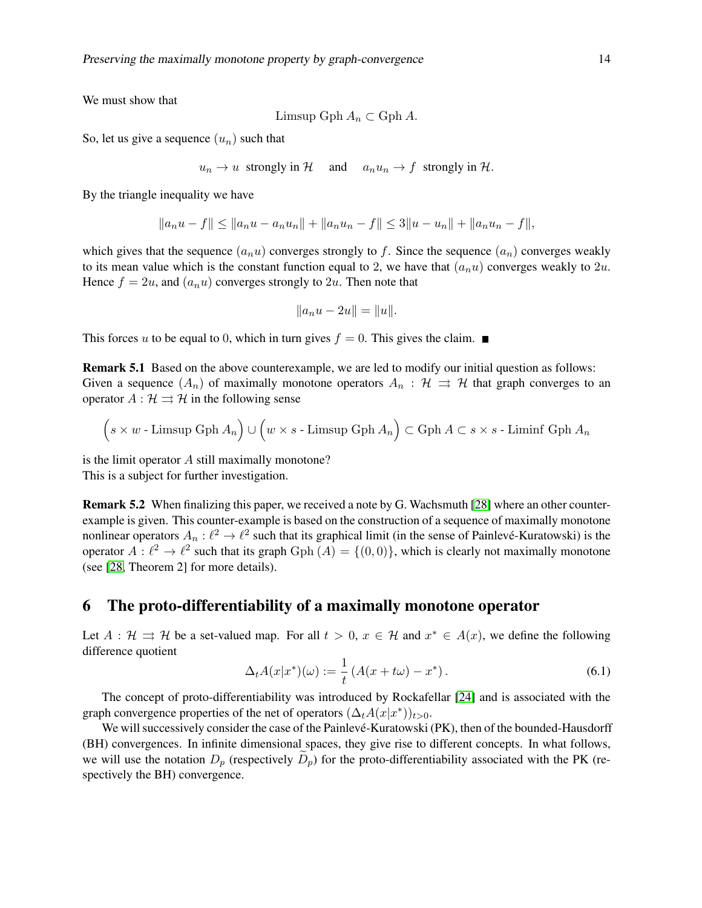We must show that

$$\text{Limsup Gph } A_n \subset \text{Gph } A.$$

So, let us give a sequence $(u_n)$ such that

$$u_n \to u \text{ strongly in } \mathcal{H} \quad \text{ and } \quad a_n u_n \to f \text{ strongly in } \mathcal{H}.$$

By the triangle inequality we have

$$\|a_n u - f\| \leq \|a_n u - a_n u_n\| + \|a_n u_n - f\| \leq 3\|u - u_n\| + \|a_n u_n - f\|,$$

which gives that the sequence $(a_n u)$ converges strongly to $f$. Since the sequence $(a_n)$ converges weakly to its mean value which is the constant function equal to 2, we have that $(a_n u)$ converges weakly to $2u$. Hence $f = 2u$, and $(a_n u)$ converges strongly to $2u$. Then note that

$$\|a_n u - 2u\| = \|u\|.$$

This forces $u$ to be equal to 0, which in turn gives $f = 0$. This gives the claim. ■

**Remark 5.1** Based on the above counterexample, we are led to modify our initial question as follows: Given a sequence $(A_n)$ of maximally monotone operators $A_n : \mathcal{H} \rightrightarrows \mathcal{H}$ that graph converges to an operator $A : \mathcal{H} \rightrightarrows \mathcal{H}$ in the following sense

$$\Big(s \times w \text{ - Limsup Gph } A_n\Big) \cup \Big(w \times s \text{ - Limsup Gph } A_n\Big) \subset \text{Gph } A \subset s \times s \text{ - Liminf Gph } A_n$$

is the limit operator $A$ still maximally monotone?
This is a subject for further investigation.

**Remark 5.2** When finalizing this paper, we received a note by G. Wachsmuth [28] where an other counter-example is given. This counter-example is based on the construction of a sequence of maximally monotone nonlinear operators $A_n : \ell^2 \to \ell^2$ such that its graphical limit (in the sense of Painlevé-Kuratowski) is the operator $A : \ell^2 \to \ell^2$ such that its graph $\text{Gph}\,(A) = \{(0,0)\}$, which is clearly not maximally monotone (see [28, Theorem 2] for more details).

# 6 The proto-differentiability of a maximally monotone operator

Let $A : \mathcal{H} \rightrightarrows \mathcal{H}$ be a set-valued map. For all $t > 0$, $x \in \mathcal{H}$ and $x^* \in A(x)$, we define the following difference quotient

$$\Delta_t A(x|x^*)(\omega) := \frac{1}{t}\left(A(x + t\omega) - x^*\right). \tag{6.1}$$

The concept of proto-differentiability was introduced by Rockafellar [24] and is associated with the graph convergence properties of the net of operators $(\Delta_t A(x|x^*))_{t>0}$.

We will successively consider the case of the Painlevé-Kuratowski (PK), then of the bounded-Hausdorff (BH) convergences. In infinite dimensional spaces, they give rise to different concepts. In what follows, we will use the notation $D_p$ (respectively $\widetilde{D}_p$) for the proto-differentiability associated with the PK (respectively the BH) convergence.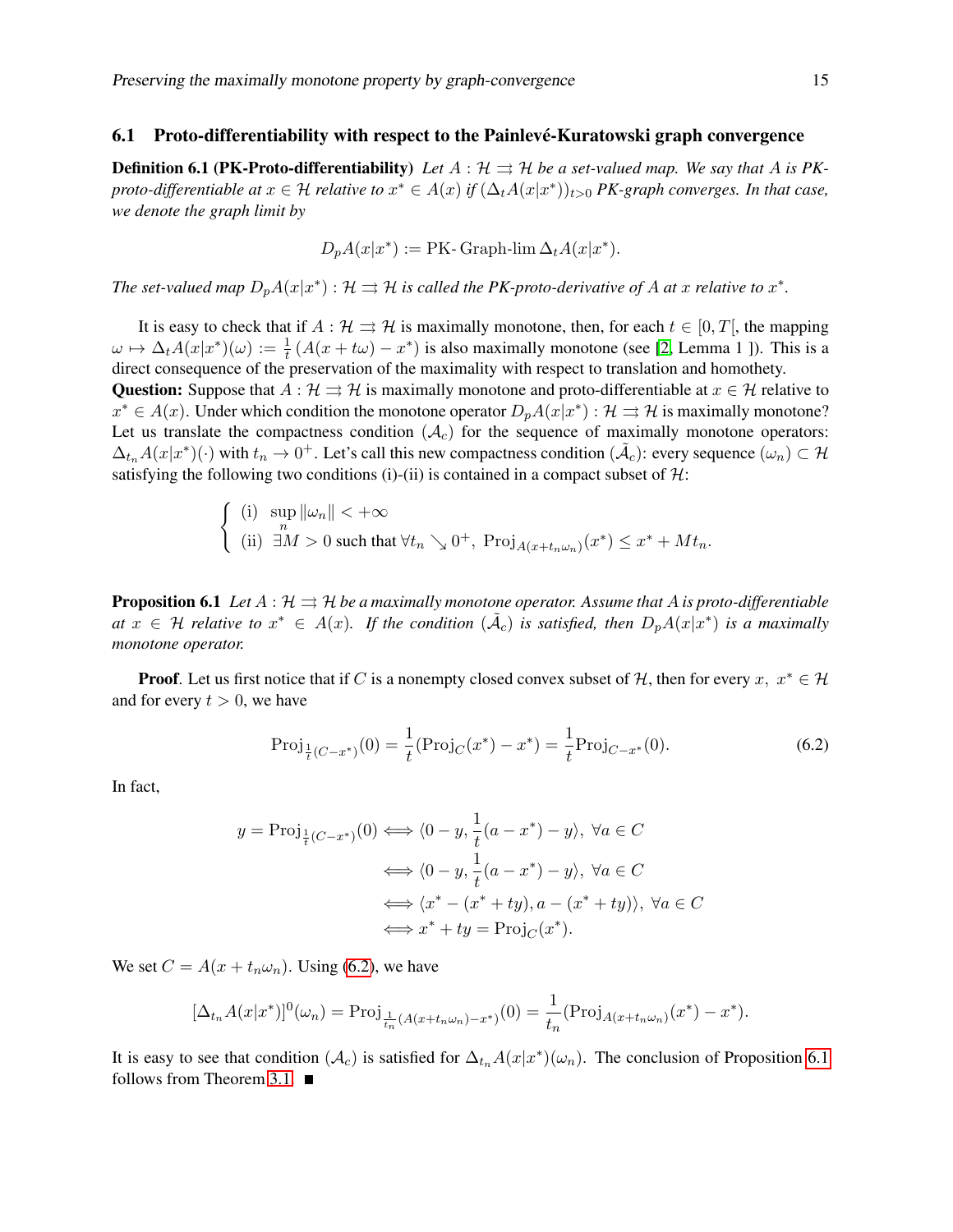### 6.1 Proto-differentiability with respect to the Painlevé-Kuratowski graph convergence

**Definition 6.1 (PK-Proto-differentiability)** *Let $A : \mathcal{H} \rightrightarrows \mathcal{H}$ be a set-valued map. We say that $A$ is PK-proto-differentiable at $x \in \mathcal{H}$ relative to $x^* \in A(x)$ if $(\Delta_t A(x|x^*))_{t>0}$ PK-graph converges. In that case, we denote the graph limit by*

$$D_pA(x|x^*) := \text{PK- Graph-lim}\, \Delta_t A(x|x^*).$$

*The set-valued map $D_pA(x|x^*) : \mathcal{H} \rightrightarrows \mathcal{H}$ is called the PK-proto-derivative of $A$ at $x$ relative to $x^*$.*

It is easy to check that if $A : \mathcal{H} \rightrightarrows \mathcal{H}$ is maximally monotone, then, for each $t \in [0, T[$, the mapping $\omega \mapsto \Delta_t A(x|x^*)(\omega) := \frac{1}{t}\left(A(x + t\omega) - x^*\right)$ is also maximally monotone (see [2, Lemma 1 ]). This is a direct consequence of the preservation of the maximality with respect to translation and homothety.

**Question:** Suppose that $A : \mathcal{H} \rightrightarrows \mathcal{H}$ is maximally monotone and proto-differentiable at $x \in \mathcal{H}$ relative to $x^* \in A(x)$. Under which condition the monotone operator $D_pA(x|x^*) : \mathcal{H} \rightrightarrows \mathcal{H}$ is maximally monotone? Let us translate the compactness condition $(\mathcal{A}_c)$ for the sequence of maximally monotone operators: $\Delta_{t_n} A(x|x^*)(\cdot)$ with $t_n \to 0^+$. Let's call this new compactness condition $(\tilde{\mathcal{A}}_c)$: every sequence $(\omega_n) \subset \mathcal{H}$ satisfying the following two conditions (i)-(ii) is contained in a compact subset of $\mathcal{H}$:

$$\begin{cases} \text{(i)} \ \ \sup\limits_n \|\omega_n\| < +\infty \\ \text{(ii)} \ \ \exists M > 0 \text{ such that } \forall t_n \searrow 0^+, \ \operatorname{Proj}_{A(x+t_n\omega_n)}(x^*) \le x^* + Mt_n. \end{cases}$$

**Proposition 6.1** *Let $A : \mathcal{H} \rightrightarrows \mathcal{H}$ be a maximally monotone operator. Assume that $A$ is proto-differentiable at $x \in \mathcal{H}$ relative to $x^* \in A(x)$. If the condition $(\tilde{\mathcal{A}}_c)$ is satisfied, then $D_pA(x|x^*)$ is a maximally monotone operator.*

**Proof**. Let us first notice that if $C$ is a nonempty closed convex subset of $\mathcal{H}$, then for every $x, \ x^* \in \mathcal{H}$ and for every $t > 0$, we have

$$\operatorname{Proj}_{\frac{1}{t}(C-x^*)}(0) = \frac{1}{t}(\operatorname{Proj}_C(x^*) - x^*) = \frac{1}{t}\operatorname{Proj}_{C-x^*}(0). \tag{6.2}$$

In fact,

$$\begin{aligned} y = \operatorname{Proj}_{\frac{1}{t}(C-x^*)}(0) &\iff \langle 0 - y, \frac{1}{t}(a - x^*) - y\rangle, \ \forall a \in C \\ &\iff \langle 0 - y, \frac{1}{t}(a - x^*) - y\rangle, \ \forall a \in C \\ &\iff \langle x^* - (x^* + ty), a - (x^* + ty)\rangle, \ \forall a \in C \\ &\iff x^* + ty = \operatorname{Proj}_C(x^*). \end{aligned}$$

We set $C = A(x + t_n\omega_n)$. Using (6.2), we have

$$[\Delta_{t_n} A(x|x^*)]^0(\omega_n) = \operatorname{Proj}_{\frac{1}{t_n}(A(x+t_n\omega_n)-x^*)}(0) = \frac{1}{t_n}(\operatorname{Proj}_{A(x+t_n\omega_n)}(x^*) - x^*).$$

It is easy to see that condition $(\mathcal{A}_c)$ is satisfied for $\Delta_{t_n} A(x|x^*)(\omega_n)$. The conclusion of Proposition 6.1 follows from Theorem 3.1. ■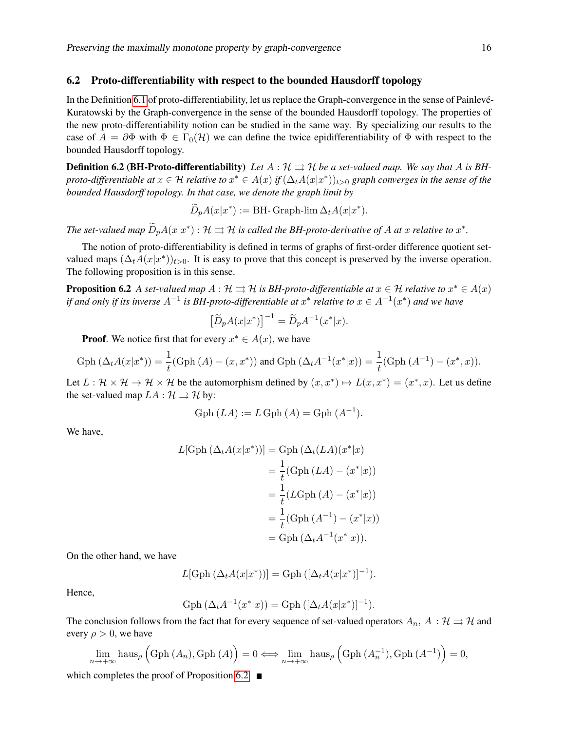### 6.2 Proto-differentiability with respect to the bounded Hausdorff topology

In the Definition 6.1 of proto-differentiability, let us replace the Graph-convergence in the sense of Painlevé-Kuratowski by the Graph-convergence in the sense of the bounded Hausdorff topology. The properties of the new proto-differentiability notion can be studied in the same way. By specializing our results to the case of $A = \partial\Phi$ with $\Phi \in \Gamma_0(\mathcal{H})$ we can define the twice epidifferentiability of $\Phi$ with respect to the bounded Hausdorff topology.

**Definition 6.2 (BH-Proto-differentiability)** *Let $A : \mathcal{H} \rightrightarrows \mathcal{H}$ be a set-valued map. We say that $A$ is BH-proto-differentiable at $x \in \mathcal{H}$ relative to $x^* \in A(x)$ if $(\Delta_t A(x|x^*))_{t>0}$ graph converges in the sense of the bounded Hausdorff topology. In that case, we denote the graph limit by*

$$\widetilde{D}_p A(x|x^*) := \text{BH- Graph-lim}\, \Delta_t A(x|x^*).$$

*The set-valued map $\widetilde{D}_p A(x|x^*) : \mathcal{H} \rightrightarrows \mathcal{H}$ is called the BH-proto-derivative of $A$ at $x$ relative to $x^*$.*

The notion of proto-differentiability is defined in terms of graphs of first-order difference quotient set-valued maps $(\Delta_t A(x|x^*))_{t>0}$. It is easy to prove that this concept is preserved by the inverse operation. The following proposition is in this sense.

**Proposition 6.2** *A set-valued map $A : \mathcal{H} \rightrightarrows \mathcal{H}$ is BH-proto-differentiable at $x \in \mathcal{H}$ relative to $x^* \in A(x)$ if and only if its inverse $A^{-1}$ is BH-proto-differentiable at $x^*$ relative to $x \in A^{-1}(x^*)$ and we have*

$$\left[\widetilde{D}_p A(x|x^*)\right]^{-1} = \widetilde{D}_p A^{-1}(x^*|x).$$

**Proof**. We notice first that for every $x^* \in A(x)$, we have

$$\text{Gph}\,(\Delta_t A(x|x^*)) = \frac{1}{t}(\text{Gph}\,(A) - (x, x^*)) \text{ and } \text{Gph}\,(\Delta_t A^{-1}(x^*|x)) = \frac{1}{t}(\text{Gph}\,(A^{-1}) - (x^*, x)).$$

Let $L : \mathcal{H} \times \mathcal{H} \to \mathcal{H} \times \mathcal{H}$ be the automorphism defined by $(x, x^*) \mapsto L(x, x^*) = (x^*, x)$. Let us define the set-valued map $LA : \mathcal{H} \rightrightarrows \mathcal{H}$ by:

$$\text{Gph}\,(LA) := L\,\text{Gph}\,(A) = \text{Gph}\,(A^{-1}).$$

We have,

$$\begin{aligned}
L[\text{Gph}\,(\Delta_t A(x|x^*))] &= \text{Gph}\,(\Delta_t (LA)(x^*|x) \\
&= \frac{1}{t}(\text{Gph}\,(LA) - (x^*|x)) \\
&= \frac{1}{t}(L\text{Gph}\,(A) - (x^*|x)) \\
&= \frac{1}{t}(\text{Gph}\,(A^{-1}) - (x^*|x)) \\
&= \text{Gph}\,(\Delta_t A^{-1}(x^*|x)).
\end{aligned}$$

On the other hand, we have

$$L[\text{Gph}\,(\Delta_t A(x|x^*))] = \text{Gph}\,([\Delta_t A(x|x^*)]^{-1}).$$

Hence,

$$\text{Gph}\,(\Delta_t A^{-1}(x^*|x)) = \text{Gph}\,([\Delta_t A(x|x^*)]^{-1}).$$

The conclusion follows from the fact that for every sequence of set-valued operators $A_n,\ A : \mathcal{H} \rightrightarrows \mathcal{H}$ and every $\rho > 0$, we have

$$\lim_{n\to+\infty} \text{haus}_\rho \Big(\text{Gph}\,(A_n), \text{Gph}\,(A)\Big) = 0 \Longleftrightarrow \lim_{n\to+\infty} \text{haus}_\rho \Big(\text{Gph}\,(A_n^{-1}), \text{Gph}\,(A^{-1})\Big) = 0,$$

which completes the proof of Proposition 6.2. ■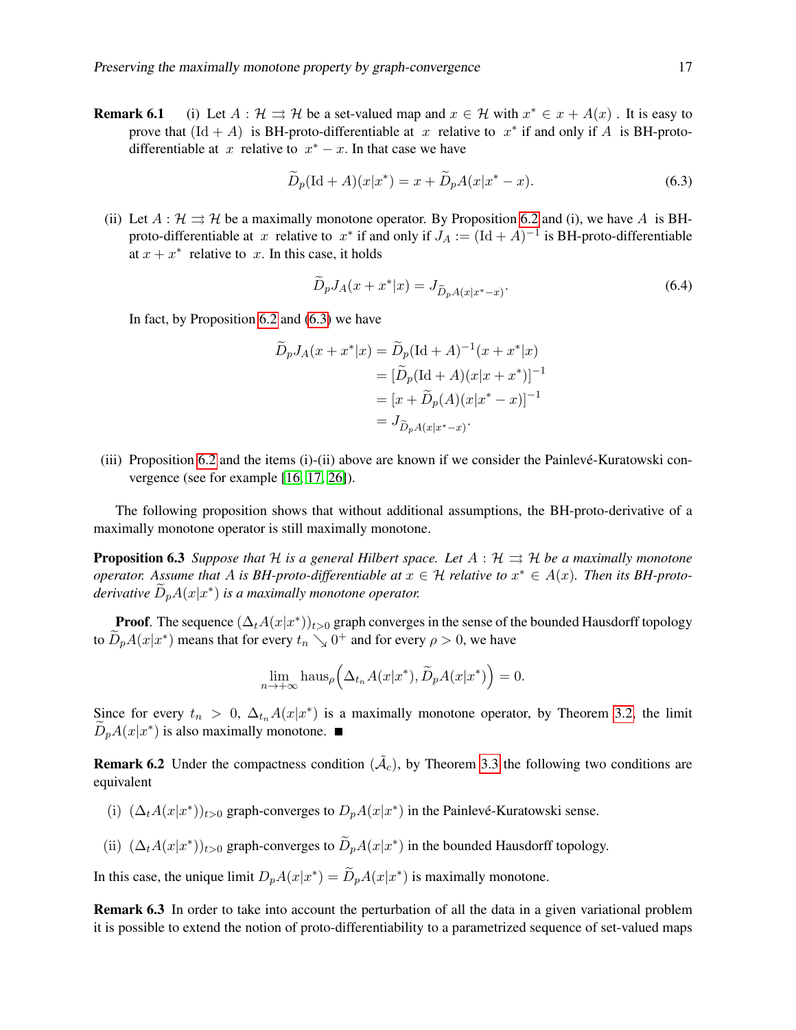**Remark 6.1** (i) Let $A : \mathcal{H} \rightrightarrows \mathcal{H}$ be a set-valued map and $x \in \mathcal{H}$ with $x^* \in x + A(x)$ . It is easy to prove that $(\mathrm{Id} + A)$ is BH-proto-differentiable at $x$ relative to $x^*$ if and only if $A$ is BH-proto-differentiable at $x$ relative to $x^* - x$. In that case we have

$$\widetilde{D}_p(\mathrm{Id} + A)(x|x^*) = x + \widetilde{D}_p A(x|x^* - x). \tag{6.3}$$

(ii) Let $A : \mathcal{H} \rightrightarrows \mathcal{H}$ be a maximally monotone operator. By Proposition 6.2 and (i), we have $A$ is BH-proto-differentiable at $x$ relative to $x^*$ if and only if $J_A := (\mathrm{Id} + A)^{-1}$ is BH-proto-differentiable at $x + x^*$ relative to $x$. In this case, it holds

$$\widetilde{D}_p J_A(x + x^*|x) = J_{\widetilde{D}_p A(x|x^* - x)}. \tag{6.4}$$

In fact, by Proposition 6.2 and (6.3) we have

$$\begin{aligned}
\widetilde{D}_p J_A(x + x^*|x) &= \widetilde{D}_p(\mathrm{Id} + A)^{-1}(x + x^*|x) \\
&= [\widetilde{D}_p(\mathrm{Id} + A)(x|x + x^*)]^{-1} \\
&= [x + \widetilde{D}_p(A)(x|x^* - x)]^{-1} \\
&= J_{\widetilde{D}_p A(x|x^* - x)}.
\end{aligned}$$

(iii) Proposition 6.2 and the items (i)-(ii) above are known if we consider the Painlevé-Kuratowski convergence (see for example [16, 17, 26]).

The following proposition shows that without additional assumptions, the BH-proto-derivative of a maximally monotone operator is still maximally monotone.

**Proposition 6.3** *Suppose that $\mathcal{H}$ is a general Hilbert space. Let $A : \mathcal{H} \rightrightarrows \mathcal{H}$ be a maximally monotone operator. Assume that $A$ is BH-proto-differentiable at $x \in \mathcal{H}$ relative to $x^* \in A(x)$. Then its BH-proto-derivative $\widetilde{D}_p A(x|x^*)$ is a maximally monotone operator.*

**Proof**. The sequence $(\Delta_t A(x|x^*))_{t>0}$ graph converges in the sense of the bounded Hausdorff topology to $\widetilde{D}_p A(x|x^*)$ means that for every $t_n \searrow 0^+$ and for every $\rho > 0$, we have

$$\lim_{n \to +\infty} \mathrm{haus}_\rho\Big(\Delta_{t_n} A(x|x^*), \widetilde{D}_p A(x|x^*)\Big) = 0.$$

Since for every $t_n > 0$, $\Delta_{t_n} A(x|x^*)$ is a maximally monotone operator, by Theorem 3.2, the limit $\widetilde{D}_p A(x|x^*)$ is also maximally monotone. ■

**Remark 6.2** Under the compactness condition $(\tilde{\mathcal{A}}_c)$, by Theorem 3.3 the following two conditions are equivalent

(i) $(\Delta_t A(x|x^*))_{t>0}$ graph-converges to $D_p A(x|x^*)$ in the Painlevé-Kuratowski sense.

(ii) $(\Delta_t A(x|x^*))_{t>0}$ graph-converges to $\widetilde{D}_p A(x|x^*)$ in the bounded Hausdorff topology.

In this case, the unique limit $D_p A(x|x^*) = \widetilde{D}_p A(x|x^*)$ is maximally monotone.

**Remark 6.3** In order to take into account the perturbation of all the data in a given variational problem it is possible to extend the notion of proto-differentiability to a parametrized sequence of set-valued maps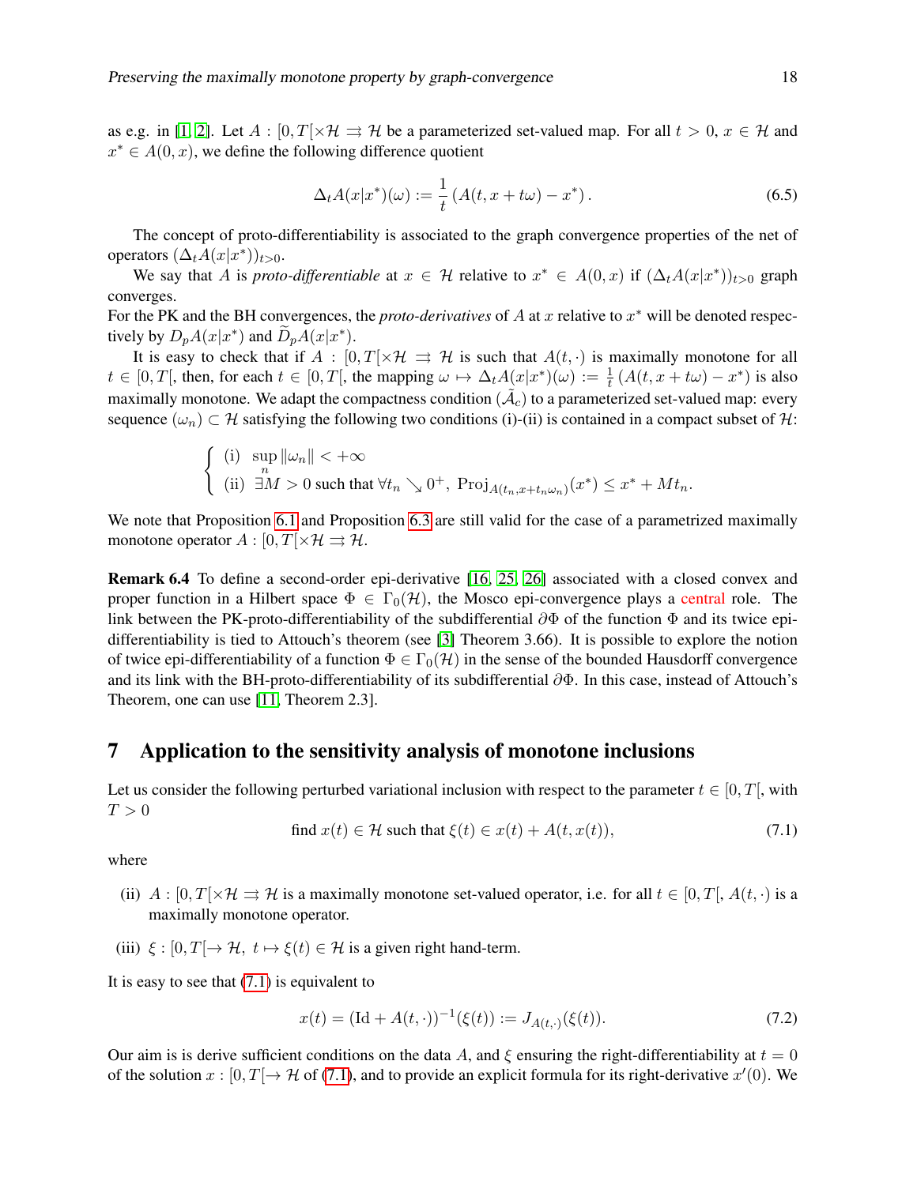as e.g. in [1, 2]. Let $A : [0,T[\times\mathcal{H} \rightrightarrows \mathcal{H}$ be a parameterized set-valued map. For all $t > 0$, $x \in \mathcal{H}$ and $x^* \in A(0,x)$, we define the following difference quotient

$$\Delta_t A(x|x^*)(\omega) := \frac{1}{t}\left(A(t, x + t\omega) - x^*\right). \tag{6.5}$$

The concept of proto-differentiability is associated to the graph convergence properties of the net of operators $(\Delta_t A(x|x^*))_{t>0}$.

We say that $A$ is *proto-differentiable* at $x \in \mathcal{H}$ relative to $x^* \in A(0,x)$ if $(\Delta_t A(x|x^*))_{t>0}$ graph converges.
For the PK and the BH convergences, the *proto-derivatives* of $A$ at $x$ relative to $x^*$ will be denoted respectively by $D_p A(x|x^*)$ and $\widetilde{D}_p A(x|x^*)$.

It is easy to check that if $A : [0,T[\times\mathcal{H} \rightrightarrows \mathcal{H}$ is such that $A(t,\cdot)$ is maximally monotone for all $t \in [0,T[$, then, for each $t \in [0,T[$, the mapping $\omega \mapsto \Delta_t A(x|x^*)(\omega) := \frac{1}{t}\left(A(t, x+t\omega) - x^*\right)$ is also maximally monotone. We adapt the compactness condition $(\tilde{\mathcal{A}}_c)$ to a parameterized set-valued map: every sequence $(\omega_n) \subset \mathcal{H}$ satisfying the following two conditions (i)-(ii) is contained in a compact subset of $\mathcal{H}$:

$$\begin{cases} \text{(i)} \ \sup_n \|\omega_n\| < +\infty \\ \text{(ii)} \ \exists M > 0 \text{ such that } \forall t_n \searrow 0^+, \ \mathrm{Proj}_{A(t_n, x+t_n\omega_n)}(x^*) \leq x^* + M t_n. \end{cases}$$

We note that Proposition 6.1 and Proposition 6.3 are still valid for the case of a parametrized maximally monotone operator $A : [0,T[\times\mathcal{H} \rightrightarrows \mathcal{H}$.

**Remark 6.4** To define a second-order epi-derivative [16, 25, 26] associated with a closed convex and proper function in a Hilbert space $\Phi \in \Gamma_0(\mathcal{H})$, the Mosco epi-convergence plays a central role. The link between the PK-proto-differentiability of the subdifferential $\partial\Phi$ of the function $\Phi$ and its twice epi-differentiability is tied to Attouch's theorem (see [3] Theorem 3.66). It is possible to explore the notion of twice epi-differentiability of a function $\Phi \in \Gamma_0(\mathcal{H})$ in the sense of the bounded Hausdorff convergence and its link with the BH-proto-differentiability of its subdifferential $\partial\Phi$. In this case, instead of Attouch's Theorem, one can use [11, Theorem 2.3].

## 7 Application to the sensitivity analysis of monotone inclusions

Let us consider the following perturbed variational inclusion with respect to the parameter $t \in [0,T[$, with $T > 0$

$$\text{find } x(t) \in \mathcal{H} \text{ such that } \xi(t) \in x(t) + A(t, x(t)), \tag{7.1}$$

where

(ii) $A : [0,T[\times\mathcal{H} \rightrightarrows \mathcal{H}$ is a maximally monotone set-valued operator, i.e. for all $t \in [0,T[$, $A(t,\cdot)$ is a maximally monotone operator.

(iii) $\xi : [0,T[\to \mathcal{H}$, $t \mapsto \xi(t) \in \mathcal{H}$ is a given right hand-term.

It is easy to see that (7.1) is equivalent to

$$x(t) = (\mathrm{Id} + A(t,\cdot))^{-1}(\xi(t)) := J_{A(t,\cdot)}(\xi(t)). \tag{7.2}$$

Our aim is is derive sufficient conditions on the data $A$, and $\xi$ ensuring the right-differentiability at $t = 0$ of the solution $x : [0,T[\to \mathcal{H}$ of (7.1), and to provide an explicit formula for its right-derivative $x'(0)$. We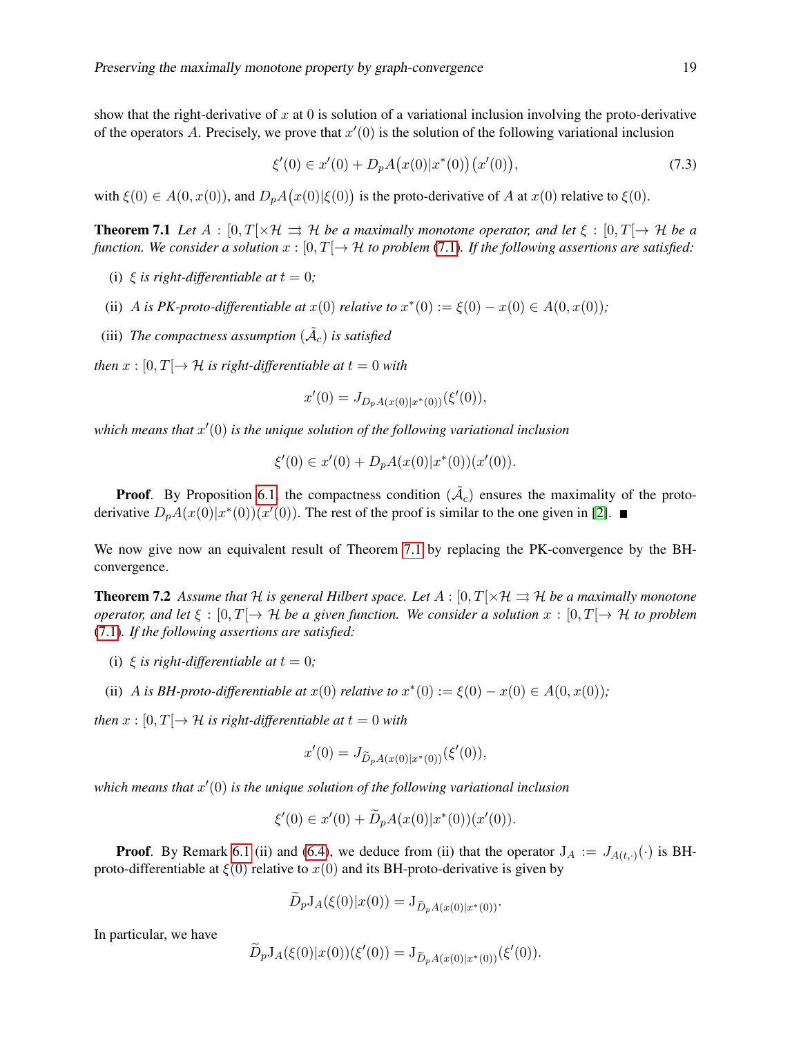show that the right-derivative of $x$ at 0 is solution of a variational inclusion involving the proto-derivative of the operators $A$. Precisely, we prove that $x'(0)$ is the solution of the following variational inclusion

$$\xi'(0) \in x'(0) + D_pA\big(x(0)|x^*(0)\big)\big(x'(0)\big), \tag{7.3}$$

with $\xi(0) \in A(0, x(0))$, and $D_pA\big(x(0)|\xi(0)\big)$ is the proto-derivative of $A$ at $x(0)$ relative to $\xi(0)$.

**Theorem 7.1** *Let $A : [0, T[\times\mathcal{H} \rightrightarrows \mathcal{H}$ be a maximally monotone operator, and let $\xi : [0, T[\to \mathcal{H}$ be a function. We consider a solution $x : [0, T[\to \mathcal{H}$ to problem (7.1). If the following assertions are satisfied:*

(i) *$\xi$ is right-differentiable at $t = 0$;*

(ii) *$A$ is PK-proto-differentiable at $x(0)$ relative to $x^*(0) := \xi(0) - x(0) \in A(0, x(0))$;*

(iii) *The compactness assumption $(\tilde{\mathcal{A}}_c)$ is satisfied*

*then $x : [0, T[\to \mathcal{H}$ is right-differentiable at $t = 0$ with*

$$x'(0) = J_{D_pA(x(0)|x^*(0))}(\xi'(0)),$$

*which means that $x'(0)$ is the unique solution of the following variational inclusion*

$$\xi'(0) \in x'(0) + D_pA(x(0)|x^*(0))(x'(0)).$$

**Proof**. By Proposition 6.1, the compactness condition $(\tilde{\mathcal{A}}_c)$ ensures the maximality of the proto-derivative $D_pA(x(0)|x^*(0))(x'(0))$. The rest of the proof is similar to the one given in [2]. ■

We now give now an equivalent result of Theorem 7.1 by replacing the PK-convergence by the BH-convergence.

**Theorem 7.2** *Assume that $\mathcal{H}$ is general Hilbert space. Let $A : [0, T[\times\mathcal{H} \rightrightarrows \mathcal{H}$ be a maximally monotone operator, and let $\xi : [0, T[\to \mathcal{H}$ be a given function. We consider a solution $x : [0, T[\to \mathcal{H}$ to problem (7.1). If the following assertions are satisfied:*

(i) *$\xi$ is right-differentiable at $t = 0$;*

(ii) *$A$ is BH-proto-differentiable at $x(0)$ relative to $x^*(0) := \xi(0) - x(0) \in A(0, x(0))$;*

*then $x : [0, T[\to \mathcal{H}$ is right-differentiable at $t = 0$ with*

$$x'(0) = J_{\widetilde{D}_pA(x(0)|x^*(0))}(\xi'(0)),$$

*which means that $x'(0)$ is the unique solution of the following variational inclusion*

$$\xi'(0) \in x'(0) + \widetilde{D}_pA(x(0)|x^*(0))(x'(0)).$$

**Proof**. By Remark 6.1 (ii) and (6.4), we deduce from (ii) that the operator $\mathrm{J}_A := J_{A(t,\cdot)}(\cdot)$ is BH-proto-differentiable at $\xi(0)$ relative to $x(0)$ and its BH-proto-derivative is given by

$$\widetilde{D}_p\mathrm{J}_A(\xi(0)|x(0)) = \mathrm{J}_{\widetilde{D}_pA(x(0)|x^*(0))}.$$

In particular, we have

$$\widetilde{D}_p\mathrm{J}_A(\xi(0)|x(0))(\xi'(0)) = \mathrm{J}_{\widetilde{D}_pA(x(0)|x^*(0))}(\xi'(0)).$$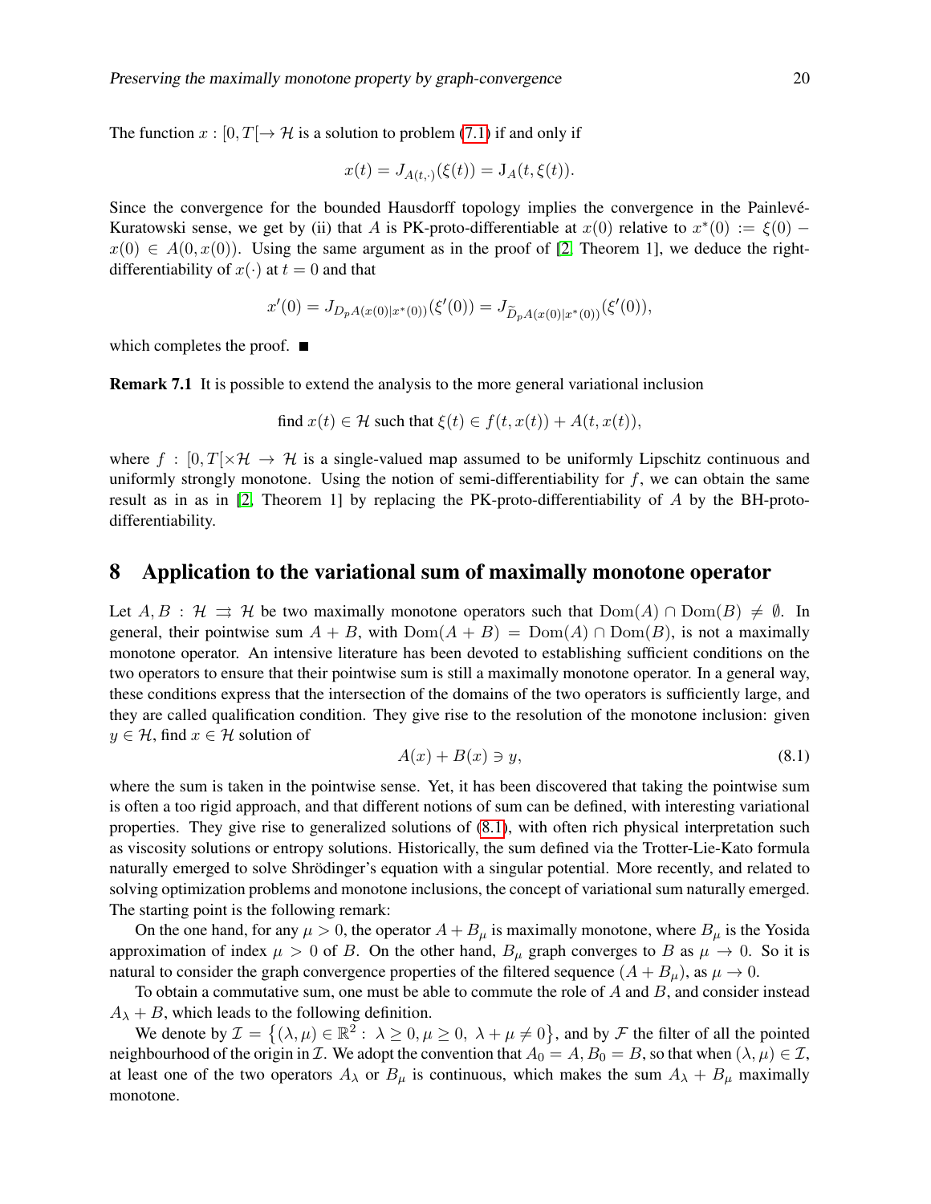The function $x : [0, T[\to \mathcal{H}$ is a solution to problem (7.1) if and only if

$$x(t) = J_{A(t,\cdot)}(\xi(t)) = \mathrm{J}_A(t, \xi(t)).$$

Since the convergence for the bounded Hausdorff topology implies the convergence in the Painlevé-Kuratowski sense, we get by (ii) that $A$ is PK-proto-differentiable at $x(0)$ relative to $x^*(0) := \xi(0) - x(0) \in A(0, x(0))$. Using the same argument as in the proof of [2, Theorem 1], we deduce the right-differentiability of $x(\cdot)$ at $t = 0$ and that

$$x'(0) = J_{D_p A(x(0)|x^*(0))}(\xi'(0)) = J_{\widetilde{D}_p A(x(0)|x^*(0))}(\xi'(0)),$$

which completes the proof. ■

**Remark 7.1** It is possible to extend the analysis to the more general variational inclusion

$$\text{find } x(t) \in \mathcal{H} \text{ such that } \xi(t) \in f(t, x(t)) + A(t, x(t)),$$

where $f : [0, T[\times \mathcal{H} \to \mathcal{H}$ is a single-valued map assumed to be uniformly Lipschitz continuous and uniformly strongly monotone. Using the notion of semi-differentiability for $f$, we can obtain the same result as in as in [2, Theorem 1] by replacing the PK-proto-differentiability of $A$ by the BH-proto-differentiability.

# 8 Application to the variational sum of maximally monotone operator

Let $A, B : \mathcal{H} \rightrightarrows \mathcal{H}$ be two maximally monotone operators such that $\mathrm{Dom}(A) \cap \mathrm{Dom}(B) \neq \emptyset$. In general, their pointwise sum $A + B$, with $\mathrm{Dom}(A + B) = \mathrm{Dom}(A) \cap \mathrm{Dom}(B)$, is not a maximally monotone operator. An intensive literature has been devoted to establishing sufficient conditions on the two operators to ensure that their pointwise sum is still a maximally monotone operator. In a general way, these conditions express that the intersection of the domains of the two operators is sufficiently large, and they are called qualification condition. They give rise to the resolution of the monotone inclusion: given $y \in \mathcal{H}$, find $x \in \mathcal{H}$ solution of

$$A(x) + B(x) \ni y, \tag{8.1}$$

where the sum is taken in the pointwise sense. Yet, it has been discovered that taking the pointwise sum is often a too rigid approach, and that different notions of sum can be defined, with interesting variational properties. They give rise to generalized solutions of (8.1), with often rich physical interpretation such as viscosity solutions or entropy solutions. Historically, the sum defined via the Trotter-Lie-Kato formula naturally emerged to solve Shrödinger's equation with a singular potential. More recently, and related to solving optimization problems and monotone inclusions, the concept of variational sum naturally emerged. The starting point is the following remark:

On the one hand, for any $\mu > 0$, the operator $A + B_\mu$ is maximally monotone, where $B_\mu$ is the Yosida approximation of index $\mu > 0$ of $B$. On the other hand, $B_\mu$ graph converges to $B$ as $\mu \to 0$. So it is natural to consider the graph convergence properties of the filtered sequence $(A + B_\mu)$, as $\mu \to 0$.

To obtain a commutative sum, one must be able to commute the role of $A$ and $B$, and consider instead $A_\lambda + B$, which leads to the following definition.

We denote by $\mathcal{I} = \{(\lambda, \mu) \in \mathbb{R}^2 : \lambda \geq 0, \mu \geq 0, \lambda + \mu \neq 0\}$, and by $\mathcal{F}$ the filter of all the pointed neighbourhood of the origin in $\mathcal{I}$. We adopt the convention that $A_0 = A, B_0 = B$, so that when $(\lambda, \mu) \in \mathcal{I}$, at least one of the two operators $A_\lambda$ or $B_\mu$ is continuous, which makes the sum $A_\lambda + B_\mu$ maximally monotone.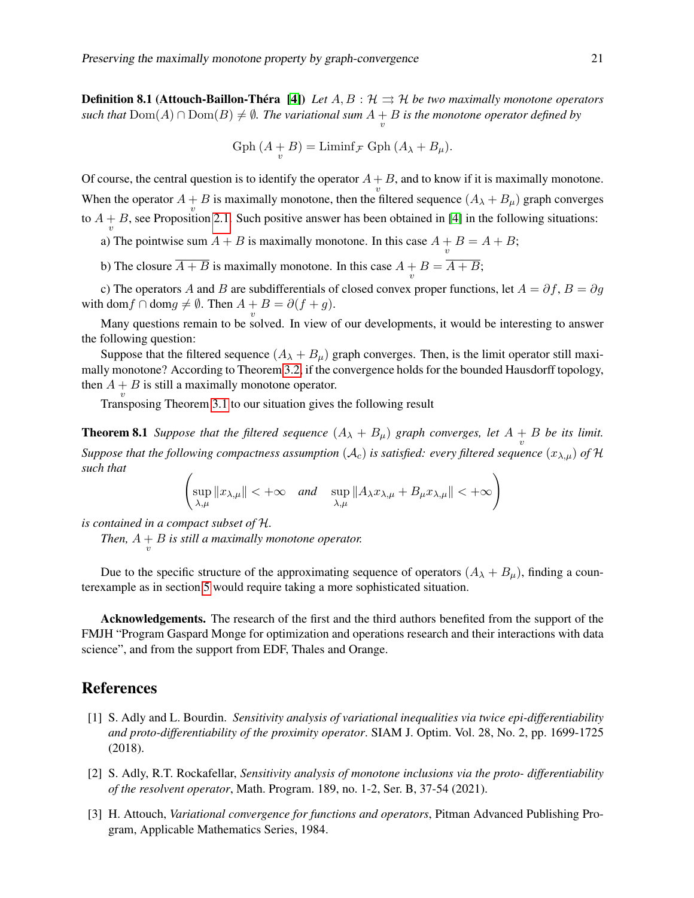**Definition 8.1 (Attouch-Baillon-Théra [4])** *Let $A, B : \mathcal{H} \rightrightarrows \mathcal{H}$ be two maximally monotone operators such that $\mathrm{Dom}(A) \cap \mathrm{Dom}(B) \neq \emptyset$. The variational sum $A \underset{v}{+} B$ is the monotone operator defined by*

$$\mathrm{Gph}\,(A \underset{v}{+} B) = \mathrm{Liminf}_{\mathcal{F}}\ \mathrm{Gph}\,(A_\lambda + B_\mu).$$

Of course, the central question is to identify the operator $A \underset{v}{+} B$, and to know if it is maximally monotone. When the operator $A \underset{v}{+} B$ is maximally monotone, then the filtered sequence $(A_\lambda + B_\mu)$ graph converges to $A \underset{v}{+} B$, see Proposition 2.1. Such positive answer has been obtained in [4] in the following situations:

a) The pointwise sum $A + B$ is maximally monotone. In this case $A \underset{v}{+} B = A + B$;

b) The closure $\overline{A + B}$ is maximally monotone. In this case $A \underset{v}{+} B = \overline{A + B}$;

c) The operators $A$ and $B$ are subdifferentials of closed convex proper functions, let $A = \partial f$, $B = \partial g$ with $\mathrm{dom} f \cap \mathrm{dom} g \neq \emptyset$. Then $A \underset{v}{+} B = \partial(f + g)$.

Many questions remain to be solved. In view of our developments, it would be interesting to answer the following question:

Suppose that the filtered sequence $(A_\lambda + B_\mu)$ graph converges. Then, is the limit operator still maximally monotone? According to Theorem 3.2, if the convergence holds for the bounded Hausdorff topology, then $A \underset{v}{+} B$ is still a maximally monotone operator.

Transposing Theorem 3.1 to our situation gives the following result

**Theorem 8.1** *Suppose that the filtered sequence $(A_\lambda + B_\mu)$ graph converges, let $A \underset{v}{+} B$ be its limit. Suppose that the following compactness assumption $(\mathcal{A}_c)$ is satisfied: every filtered sequence $(x_{\lambda,\mu})$ of $\mathcal{H}$ such that*

$$\left( \sup_{\lambda,\mu} \|x_{\lambda,\mu}\| < +\infty \quad \text{and} \quad \sup_{\lambda,\mu} \|A_\lambda x_{\lambda,\mu} + B_\mu x_{\lambda,\mu}\| < +\infty \right)$$

*is contained in a compact subset of $\mathcal{H}$.*

*Then, $A \underset{v}{+} B$ is still a maximally monotone operator.*

Due to the specific structure of the approximating sequence of operators $(A_\lambda + B_\mu)$, finding a counterexample as in section 5 would require taking a more sophisticated situation.

**Acknowledgements.** The research of the first and the third authors benefited from the support of the FMJH "Program Gaspard Monge for optimization and operations research and their interactions with data science", and from the support from EDF, Thales and Orange.

## References

[1] S. Adly and L. Bourdin. *Sensitivity analysis of variational inequalities via twice epi-differentiability and proto-differentiability of the proximity operator*. SIAM J. Optim. Vol. 28, No. 2, pp. 1699-1725 (2018).

[2] S. Adly, R.T. Rockafellar, *Sensitivity analysis of monotone inclusions via the proto- differentiability of the resolvent operator*, Math. Program. 189, no. 1-2, Ser. B, 37-54 (2021).

[3] H. Attouch, *Variational convergence for functions and operators*, Pitman Advanced Publishing Program, Applicable Mathematics Series, 1984.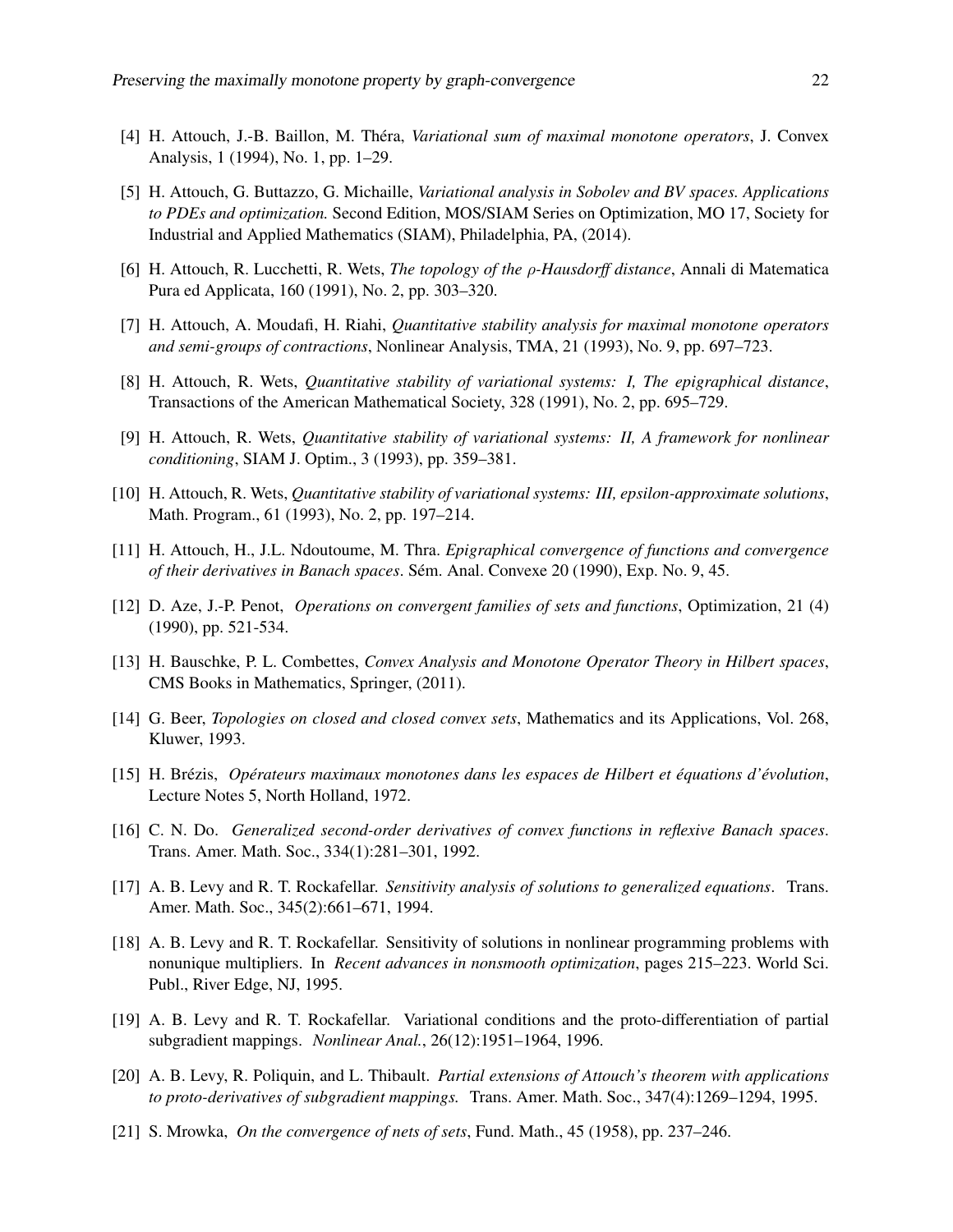[4] H. Attouch, J.-B. Baillon, M. Théra, *Variational sum of maximal monotone operators*, J. Convex Analysis, 1 (1994), No. 1, pp. 1–29.

[5] H. Attouch, G. Buttazzo, G. Michaille, *Variational analysis in Sobolev and BV spaces. Applications to PDEs and optimization.* Second Edition, MOS/SIAM Series on Optimization, MO 17, Society for Industrial and Applied Mathematics (SIAM), Philadelphia, PA, (2014).

[6] H. Attouch, R. Lucchetti, R. Wets, *The topology of the $\rho$-Hausdorff distance*, Annali di Matematica Pura ed Applicata, 160 (1991), No. 2, pp. 303–320.

[7] H. Attouch, A. Moudafi, H. Riahi, *Quantitative stability analysis for maximal monotone operators and semi-groups of contractions*, Nonlinear Analysis, TMA, 21 (1993), No. 9, pp. 697–723.

[8] H. Attouch, R. Wets, *Quantitative stability of variational systems: I, The epigraphical distance*, Transactions of the American Mathematical Society, 328 (1991), No. 2, pp. 695–729.

[9] H. Attouch, R. Wets, *Quantitative stability of variational systems: II, A framework for nonlinear conditioning*, SIAM J. Optim., 3 (1993), pp. 359–381.

[10] H. Attouch, R. Wets, *Quantitative stability of variational systems: III, epsilon-approximate solutions*, Math. Program., 61 (1993), No. 2, pp. 197–214.

[11] H. Attouch, H., J.L. Ndoutoume, M. Thra. *Epigraphical convergence of functions and convergence of their derivatives in Banach spaces*. Sém. Anal. Convexe 20 (1990), Exp. No. 9, 45.

[12] D. Aze, J.-P. Penot, *Operations on convergent families of sets and functions*, Optimization, 21 (4) (1990), pp. 521-534.

[13] H. Bauschke, P. L. Combettes, *Convex Analysis and Monotone Operator Theory in Hilbert spaces*, CMS Books in Mathematics, Springer, (2011).

[14] G. Beer, *Topologies on closed and closed convex sets*, Mathematics and its Applications, Vol. 268, Kluwer, 1993.

[15] H. Brézis, *Opérateurs maximaux monotones dans les espaces de Hilbert et équations d'évolution*, Lecture Notes 5, North Holland, 1972.

[16] C. N. Do. *Generalized second-order derivatives of convex functions in reflexive Banach spaces*. Trans. Amer. Math. Soc., 334(1):281–301, 1992.

[17] A. B. Levy and R. T. Rockafellar. *Sensitivity analysis of solutions to generalized equations*. Trans. Amer. Math. Soc., 345(2):661–671, 1994.

[18] A. B. Levy and R. T. Rockafellar. Sensitivity of solutions in nonlinear programming problems with nonunique multipliers. In *Recent advances in nonsmooth optimization*, pages 215–223. World Sci. Publ., River Edge, NJ, 1995.

[19] A. B. Levy and R. T. Rockafellar. Variational conditions and the proto-differentiation of partial subgradient mappings. *Nonlinear Anal.*, 26(12):1951–1964, 1996.

[20] A. B. Levy, R. Poliquin, and L. Thibault. *Partial extensions of Attouch's theorem with applications to proto-derivatives of subgradient mappings.* Trans. Amer. Math. Soc., 347(4):1269–1294, 1995.

[21] S. Mrowka, *On the convergence of nets of sets*, Fund. Math., 45 (1958), pp. 237–246.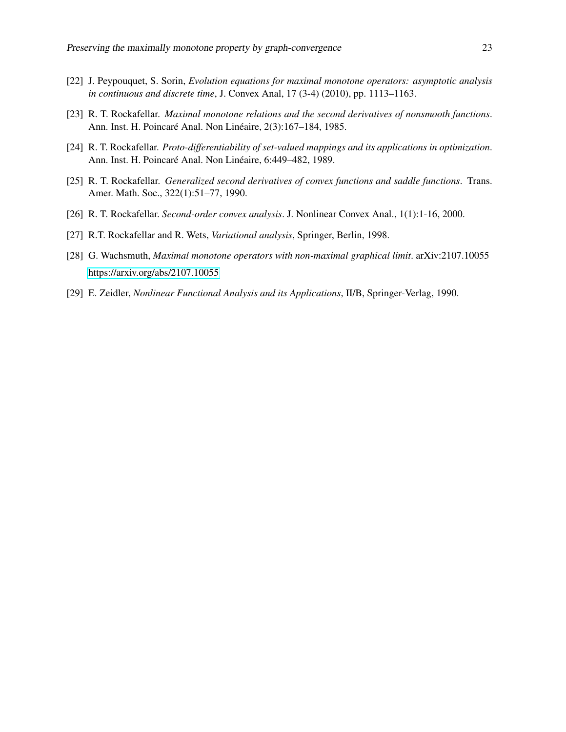[22] J. Peypouquet, S. Sorin, *Evolution equations for maximal monotone operators: asymptotic analysis in continuous and discrete time*, J. Convex Anal, 17 (3-4) (2010), pp. 1113–1163.

[23] R. T. Rockafellar. *Maximal monotone relations and the second derivatives of nonsmooth functions*. Ann. Inst. H. Poincaré Anal. Non Linéaire, 2(3):167–184, 1985.

[24] R. T. Rockafellar. *Proto-differentiability of set-valued mappings and its applications in optimization*. Ann. Inst. H. Poincaré Anal. Non Linéaire, 6:449–482, 1989.

[25] R. T. Rockafellar. *Generalized second derivatives of convex functions and saddle functions*. Trans. Amer. Math. Soc., 322(1):51–77, 1990.

[26] R. T. Rockafellar. *Second-order convex analysis*. J. Nonlinear Convex Anal., 1(1):1-16, 2000.

[27] R.T. Rockafellar and R. Wets, *Variational analysis*, Springer, Berlin, 1998.

[28] G. Wachsmuth, *Maximal monotone operators with non-maximal graphical limit*. arXiv:2107.10055 https://arxiv.org/abs/2107.10055

[29] E. Zeidler, *Nonlinear Functional Analysis and its Applications*, II/B, Springer-Verlag, 1990.